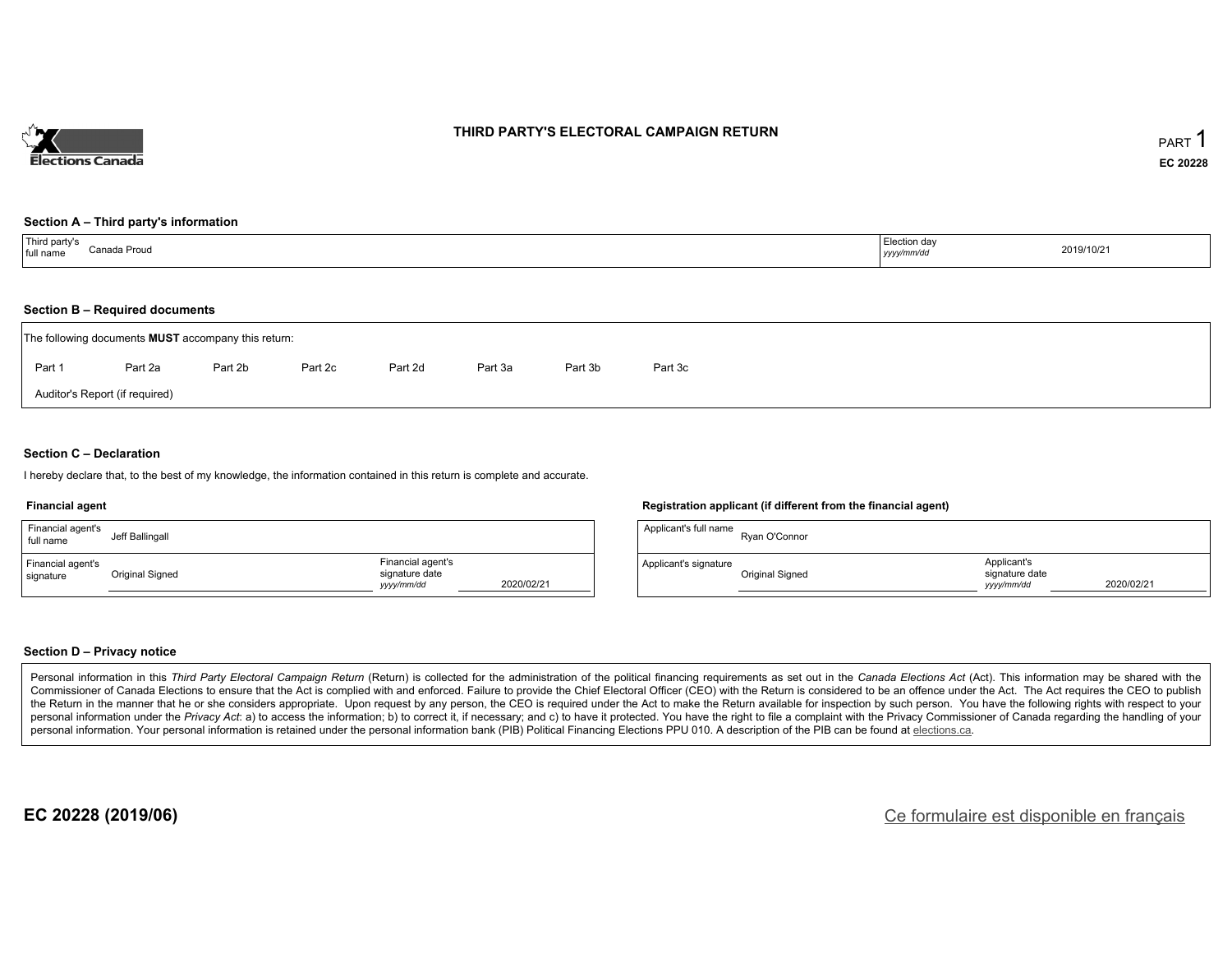Elections Canada

# THIRD PARTY'S ELECTORAL CAMPAIGN RETURN

PART 1

**EC 20228**

### Section A – Third party's information

| Third party's full name | Canada Proud | Election day *yyyy/mm/dd* | 2019/10/21 |
| --- | --- | --- | --- |

### Section B – Required documents

The following documents **MUST** accompany this return:

Part 1 &nbsp; Part 2a &nbsp; Part 2b &nbsp; Part 2c &nbsp; Part 2d &nbsp; Part 3a &nbsp; Part 3b &nbsp; Part 3c

Auditor's Report (if required)

### Section C – Declaration

I hereby declare that, to the best of my knowledge, the information contained in this return is complete and accurate.

**Financial agent**

| Financial agent's full name | Jeff Ballingall | | |
| --- | --- | --- | --- |
| Financial agent's signature | Original Signed | Financial agent's signature date *yyyy/mm/dd* | 2020/02/21 |

**Registration applicant (if different from the financial agent)**

| Applicant's full name | Ryan O'Connor | | |
| --- | --- | --- | --- |
| Applicant's signature | Original Signed | Applicant's signature date *yyyy/mm/dd* | 2020/02/21 |

### Section D – Privacy notice

Personal information in this *Third Party Electoral Campaign Return* (Return) is collected for the administration of the political financing requirements as set out in the *Canada Elections Act* (Act). This information may be shared with the Commissioner of Canada Elections to ensure that the Act is complied with and enforced. Failure to provide the Chief Electoral Officer (CEO) with the Return is considered to be an offence under the Act. The Act requires the CEO to publish the Return in the manner that he or she considers appropriate. Upon request by any person, the CEO is required under the Act to make the Return available for inspection by such person. You have the following rights with respect to your personal information under the *Privacy Act*: a) to access the information; b) to correct it, if necessary; and c) to have it protected. You have the right to file a complaint with the Privacy Commissioner of Canada regarding the handling of your personal information. Your personal information is retained under the personal information bank (PIB) Political Financing Elections PPU 010. A description of the PIB can be found at elections.ca.

**EC 20228 (2019/06)**

Ce formulaire est disponible en français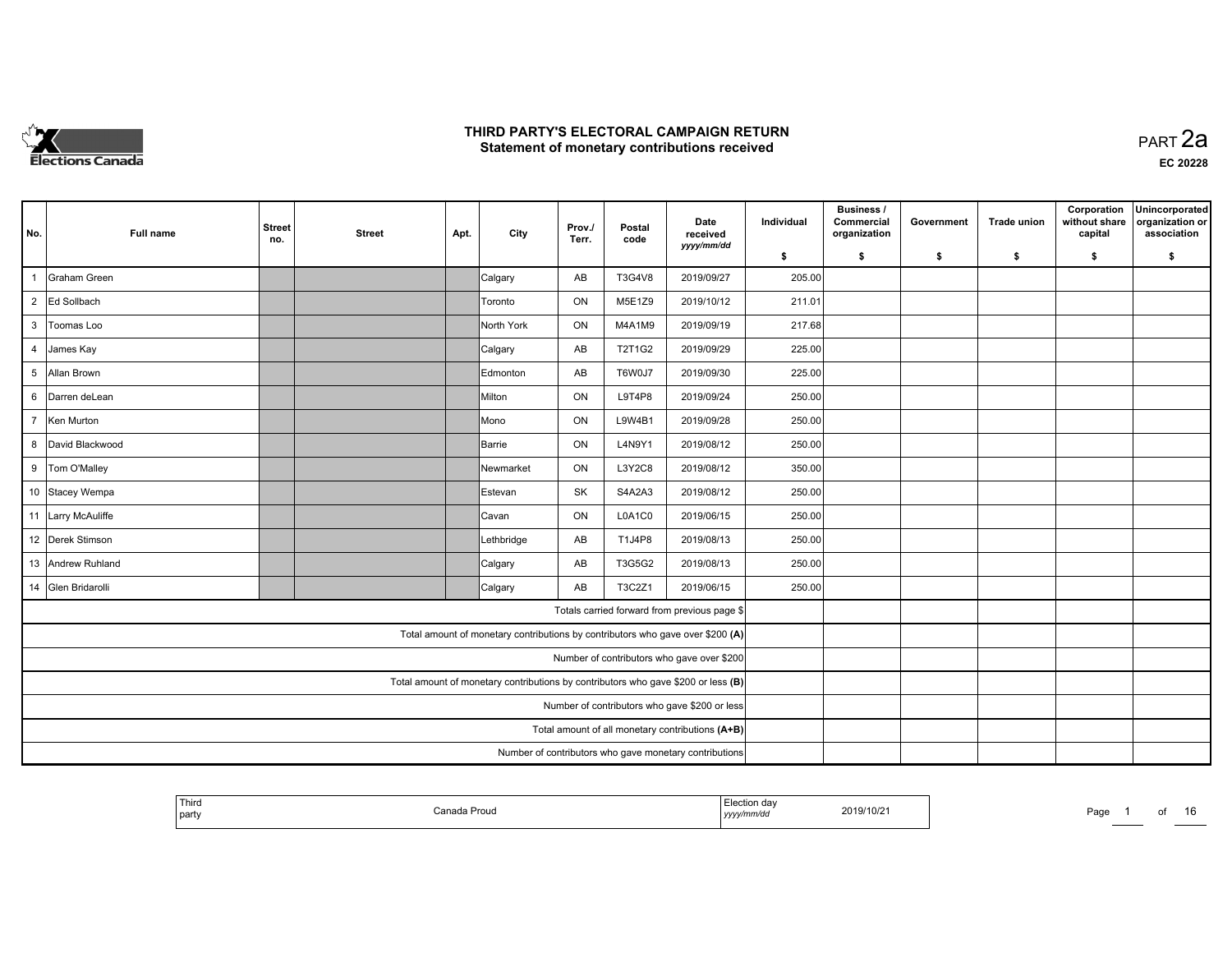# THIRD PARTY'S ELECTORAL CAMPAIGN RETURN

## Statement of monetary contributions received

PART 2a

EC 20228

| No. | Full name | Street no. | Street | Apt. | City | Prov./ Terr. | Postal code | Date received yyyy/mm/dd | Individual $ | Business / Commercial organization $ | Government $ | Trade union $ | Corporation without share capital $ | Unincorporated organization or association $ |
|---|---|---|---|---|---|---|---|---|---|---|---|---|---|---|
| 1 | Graham Green | | | | Calgary | AB | T3G4V8 | 2019/09/27 | 205.00 | | | | | |
| 2 | Ed Sollbach | | | | Toronto | ON | M5E1Z9 | 2019/10/12 | 211.01 | | | | | |
| 3 | Toomas Loo | | | | North York | ON | M4A1M9 | 2019/09/19 | 217.68 | | | | | |
| 4 | James Kay | | | | Calgary | AB | T2T1G2 | 2019/09/29 | 225.00 | | | | | |
| 5 | Allan Brown | | | | Edmonton | AB | T6W0J7 | 2019/09/30 | 225.00 | | | | | |
| 6 | Darren deLean | | | | Milton | ON | L9T4P8 | 2019/09/24 | 250.00 | | | | | |
| 7 | Ken Murton | | | | Mono | ON | L9W4B1 | 2019/09/28 | 250.00 | | | | | |
| 8 | David Blackwood | | | | Barrie | ON | L4N9Y1 | 2019/08/12 | 250.00 | | | | | |
| 9 | Tom O'Malley | | | | Newmarket | ON | L3Y2C8 | 2019/08/12 | 350.00 | | | | | |
| 10 | Stacey Wempa | | | | Estevan | SK | S4A2A3 | 2019/08/12 | 250.00 | | | | | |
| 11 | Larry McAuliffe | | | | Cavan | ON | L0A1C0 | 2019/06/15 | 250.00 | | | | | |
| 12 | Derek Stimson | | | | Lethbridge | AB | T1J4P8 | 2019/08/13 | 250.00 | | | | | |
| 13 | Andrew Ruhland | | | | Calgary | AB | T3G5G2 | 2019/08/13 | 250.00 | | | | | |
| 14 | Glen Bridarolli | | | | Calgary | AB | T3C2Z1 | 2019/06/15 | 250.00 | | | | | |
| | Totals carried forward from previous page $ | | | | | | | | | | | | | |
| | Total amount of monetary contributions by contributors who gave over $200 (A) | | | | | | | | | | | | | |
| | Number of contributors who gave over $200 | | | | | | | | | | | | | |
| | Total amount of monetary contributions by contributors who gave $200 or less (B) | | | | | | | | | | | | | |
| | Number of contributors who gave $200 or less | | | | | | | | | | | | | |
| | Total amount of all monetary contributions (A+B) | | | | | | | | | | | | | |
| | Number of contributors who gave monetary contributions | | | | | | | | | | | | | |

| Third party | Canada Proud | Election day yyyy/mm/dd | 2019/10/21 |
|---|---|---|---|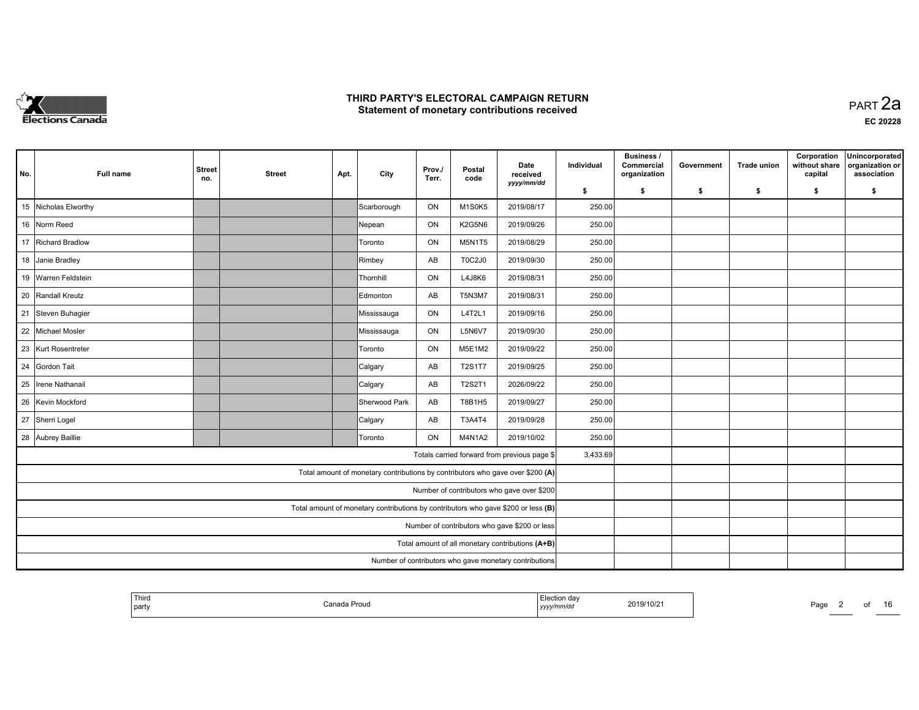# THIRD PARTY'S ELECTORAL CAMPAIGN RETURN
## Statement of monetary contributions received

PART 2a

EC 20228

| No. | Full name | Street no. | Street | Apt. | City | Prov./ Terr. | Postal code | Date received yyyy/mm/dd | Individual $ | Business / Commercial organization $ | Government $ | Trade union $ | Corporation without share capital $ | Unincorporated organization or association $ |
|---|---|---|---|---|---|---|---|---|---|---|---|---|---|---|
| 15 | Nicholas Elworthy | | | | Scarborough | ON | M1S0K5 | 2019/08/17 | 250.00 | | | | | |
| 16 | Norm Reed | | | | Nepean | ON | K2G5N6 | 2019/09/26 | 250.00 | | | | | |
| 17 | Richard Bradlow | | | | Toronto | ON | M5N1T5 | 2019/08/29 | 250.00 | | | | | |
| 18 | Janie Bradley | | | | Rimbey | AB | T0C2J0 | 2019/09/30 | 250.00 | | | | | |
| 19 | Warren Feldstein | | | | Thornhill | ON | L4J8K6 | 2019/08/31 | 250.00 | | | | | |
| 20 | Randall Kreutz | | | | Edmonton | AB | T5N3M7 | 2019/08/31 | 250.00 | | | | | |
| 21 | Steven Buhagier | | | | Mississauga | ON | L4T2L1 | 2019/09/16 | 250.00 | | | | | |
| 22 | Michael Mosler | | | | Mississauga | ON | L5N6V7 | 2019/09/30 | 250.00 | | | | | |
| 23 | Kurt Rosentreter | | | | Toronto | ON | M5E1M2 | 2019/09/22 | 250.00 | | | | | |
| 24 | Gordon Tait | | | | Calgary | AB | T2S1T7 | 2019/09/25 | 250.00 | | | | | |
| 25 | Irene Nathanail | | | | Calgary | AB | T2S2T1 | 2026/09/22 | 250.00 | | | | | |
| 26 | Kevin Mockford | | | | Sherwood Park | AB | T8B1H5 | 2019/09/27 | 250.00 | | | | | |
| 27 | Sherri Logel | | | | Calgary | AB | T3A4T4 | 2019/09/28 | 250.00 | | | | | |
| 28 | Aubrey Baillie | | | | Toronto | ON | M4N1A2 | 2019/10/02 | 250.00 | | | | | |
| | Totals carried forward from previous page $ | | | | | | | | 3,433.69 | | | | | |
| | Total amount of monetary contributions by contributors who gave over $200 (A) | | | | | | | | | | | | | |
| | Number of contributors who gave over $200 | | | | | | | | | | | | | |
| | Total amount of monetary contributions by contributors who gave $200 or less (B) | | | | | | | | | | | | | |
| | Number of contributors who gave $200 or less | | | | | | | | | | | | | |
| | Total amount of all monetary contributions (A+B) | | | | | | | | | | | | | |
| | Number of contributors who gave monetary contributions | | | | | | | | | | | | | |

| Third party | Canada Proud | Election day yyyy/mm/dd | 2019/10/21 |
|---|---|---|---|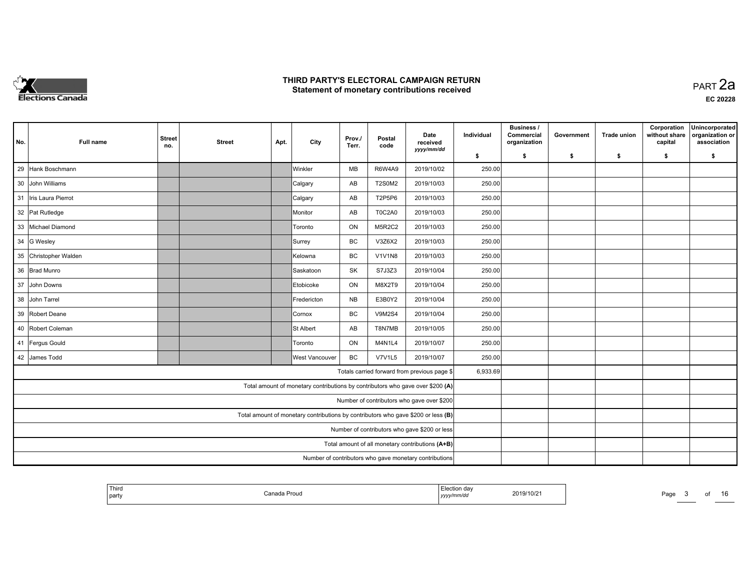# THIRD PARTY'S ELECTORAL CAMPAIGN RETURN
## Statement of monetary contributions received

PART 2a

EC 20228

| No. | Full name | Street no. | Street | Apt. | City | Prov./ Terr. | Postal code | Date received yyyy/mm/dd | Individual $ | Business / Commercial organization $ | Government $ | Trade union $ | Corporation without share capital $ | Unincorporated organization or association $ |
|---|---|---|---|---|---|---|---|---|---|---|---|---|---|---|
| 29 | Hank Boschmann | | | | Winkler | MB | R6W4A9 | 2019/10/02 | 250.00 | | | | | |
| 30 | John Williams | | | | Calgary | AB | T2S0M2 | 2019/10/03 | 250.00 | | | | | |
| 31 | Iris Laura Pierrot | | | | Calgary | AB | T2P5P6 | 2019/10/03 | 250.00 | | | | | |
| 32 | Pat Rutledge | | | | Monitor | AB | T0C2A0 | 2019/10/03 | 250.00 | | | | | |
| 33 | Michael Diamond | | | | Toronto | ON | M5R2C2 | 2019/10/03 | 250.00 | | | | | |
| 34 | G Wesley | | | | Surrey | BC | V3Z6X2 | 2019/10/03 | 250.00 | | | | | |
| 35 | Christopher Walden | | | | Kelowna | BC | V1V1N8 | 2019/10/03 | 250.00 | | | | | |
| 36 | Brad Munro | | | | Saskatoon | SK | S7J3Z3 | 2019/10/04 | 250.00 | | | | | |
| 37 | John Downs | | | | Etobicoke | ON | M8X2T9 | 2019/10/04 | 250.00 | | | | | |
| 38 | John Tarrel | | | | Fredericton | NB | E3B0Y2 | 2019/10/04 | 250.00 | | | | | |
| 39 | Robert Deane | | | | Cornox | BC | V9M2S4 | 2019/10/04 | 250.00 | | | | | |
| 40 | Robert Coleman | | | | St Albert | AB | T8N7MB | 2019/10/05 | 250.00 | | | | | |
| 41 | Fergus Gould | | | | Toronto | ON | M4N1L4 | 2019/10/07 | 250.00 | | | | | |
| 42 | James Todd | | | | West Vancouver | BC | V7V1L5 | 2019/10/07 | 250.00 | | | | | |
| | Totals carried forward from previous page $ | | | | | | | | 6,933.69 | | | | | |
| | Total amount of monetary contributions by contributors who gave over $200 (A) | | | | | | | | | | | | | |
| | Number of contributors who gave over $200 | | | | | | | | | | | | | |
| | Total amount of monetary contributions by contributors who gave $200 or less (B) | | | | | | | | | | | | | |
| | Number of contributors who gave $200 or less | | | | | | | | | | | | | |
| | Total amount of all monetary contributions (A+B) | | | | | | | | | | | | | |
| | Number of contributors who gave monetary contributions | | | | | | | | | | | | | |

| Third party | Canada Proud | Election day yyyy/mm/dd | 2019/10/21 |
|---|---|---|---|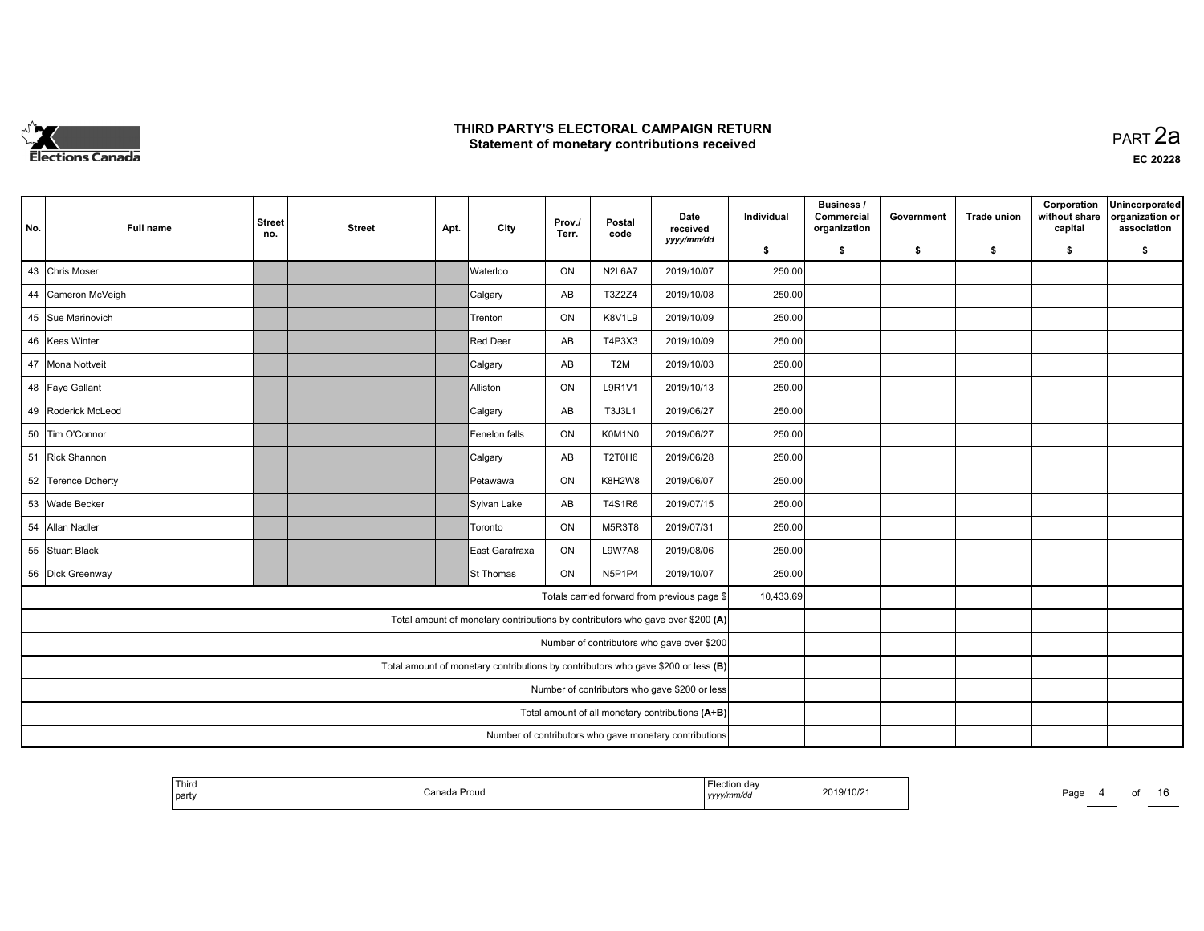# THIRD PARTY'S ELECTORAL CAMPAIGN RETURN
## Statement of monetary contributions received

PART 2a

EC 20228

| No. | Full name | Street no. | Street | Apt. | City | Prov./ Terr. | Postal code | Date received yyyy/mm/dd | Individual $ | Business / Commercial organization $ | Government $ | Trade union $ | Corporation without share capital $ | Unincorporated organization or association $ |
|---|---|---|---|---|---|---|---|---|---|---|---|---|---|---|
| 43 | Chris Moser | | | | Waterloo | ON | N2L6A7 | 2019/10/07 | 250.00 | | | | | |
| 44 | Cameron McVeigh | | | | Calgary | AB | T3Z2Z4 | 2019/10/08 | 250.00 | | | | | |
| 45 | Sue Marinovich | | | | Trenton | ON | K8V1L9 | 2019/10/09 | 250.00 | | | | | |
| 46 | Kees Winter | | | | Red Deer | AB | T4P3X3 | 2019/10/09 | 250.00 | | | | | |
| 47 | Mona Nottveit | | | | Calgary | AB | T2M | 2019/10/03 | 250.00 | | | | | |
| 48 | Faye Gallant | | | | Alliston | ON | L9R1V1 | 2019/10/13 | 250.00 | | | | | |
| 49 | Roderick McLeod | | | | Calgary | AB | T3J3L1 | 2019/06/27 | 250.00 | | | | | |
| 50 | Tim O'Connor | | | | Fenelon falls | ON | K0M1N0 | 2019/06/27 | 250.00 | | | | | |
| 51 | Rick Shannon | | | | Calgary | AB | T2T0H6 | 2019/06/28 | 250.00 | | | | | |
| 52 | Terence Doherty | | | | Petawawa | ON | K8H2W8 | 2019/06/07 | 250.00 | | | | | |
| 53 | Wade Becker | | | | Sylvan Lake | AB | T4S1R6 | 2019/07/15 | 250.00 | | | | | |
| 54 | Allan Nadler | | | | Toronto | ON | M5R3T8 | 2019/07/31 | 250.00 | | | | | |
| 55 | Stuart Black | | | | East Garafraxa | ON | L9W7A8 | 2019/08/06 | 250.00 | | | | | |
| 56 | Dick Greenway | | | | St Thomas | ON | N5P1P4 | 2019/10/07 | 250.00 | | | | | |
| | Totals carried forward from previous page $ | | | | | | | | 10,433.69 | | | | | |
| | Total amount of monetary contributions by contributors who gave over $200 **(A)** | | | | | | | | | | | | | |
| | Number of contributors who gave over $200 | | | | | | | | | | | | | |
| | Total amount of monetary contributions by contributors who gave $200 or less **(B)** | | | | | | | | | | | | | |
| | Number of contributors who gave $200 or less | | | | | | | | | | | | | |
| | Total amount of all monetary contributions **(A+B)** | | | | | | | | | | | | | |
| | Number of contributors who gave monetary contributions | | | | | | | | | | | | | |

| Third party | Canada Proud | Election day yyyy/mm/dd | 2019/10/21 |
|---|---|---|---|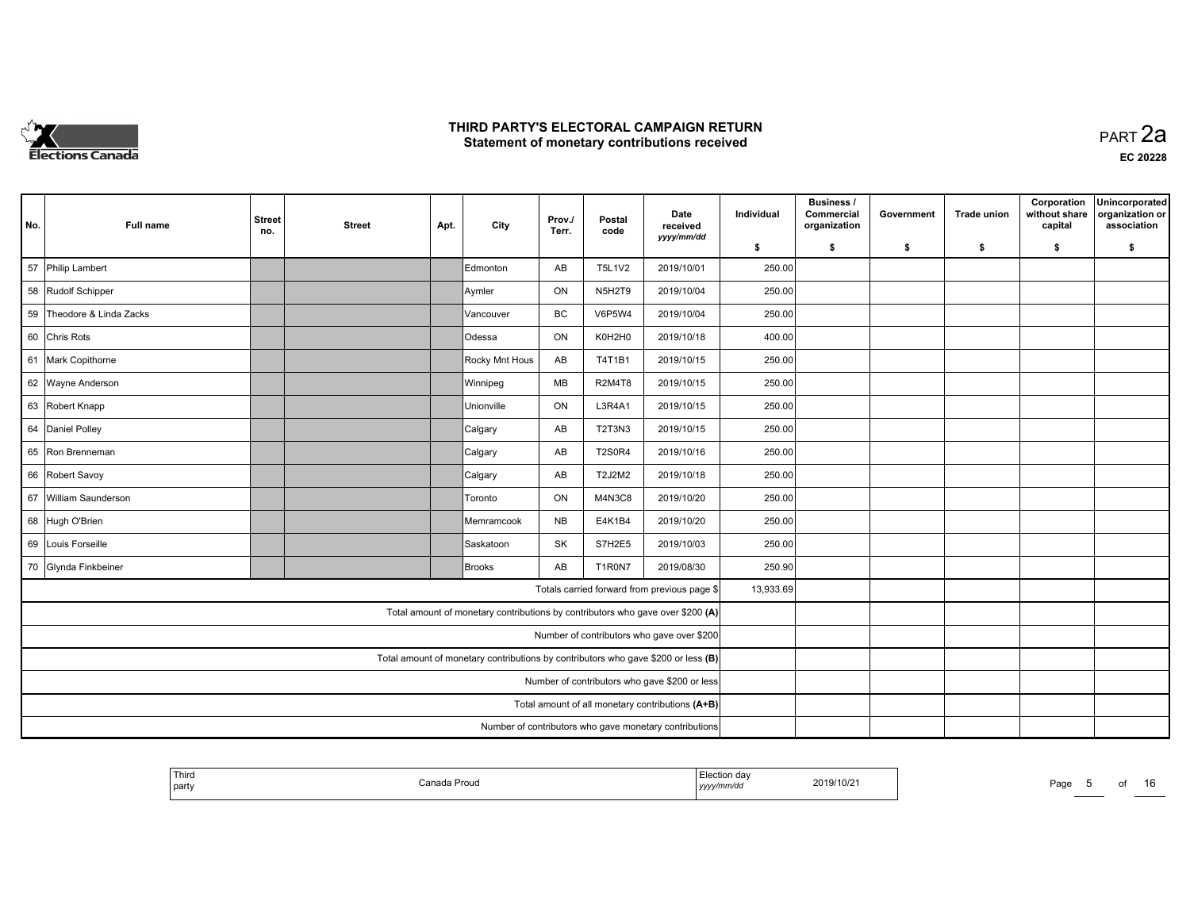# THIRD PARTY'S ELECTORAL CAMPAIGN RETURN
## Statement of monetary contributions received

PART 2a

EC 20228

| No. | Full name | Street no. | Street | Apt. | City | Prov./ Terr. | Postal code | Date received yyyy/mm/dd | Individual $ | Business / Commercial organization $ | Government $ | Trade union $ | Corporation without share capital $ | Unincorporated organization or association $ |
|---|---|---|---|---|---|---|---|---|---|---|---|---|---|---|
| 57 | Philip Lambert | | | | Edmonton | AB | T5L1V2 | 2019/10/01 | 250.00 | | | | | |
| 58 | Rudolf Schipper | | | | Aymler | ON | N5H2T9 | 2019/10/04 | 250.00 | | | | | |
| 59 | Theodore & Linda Zacks | | | | Vancouver | BC | V6P5W4 | 2019/10/04 | 250.00 | | | | | |
| 60 | Chris Rots | | | | Odessa | ON | K0H2H0 | 2019/10/18 | 400.00 | | | | | |
| 61 | Mark Copithorne | | | | Rocky Mnt Hous | AB | T4T1B1 | 2019/10/15 | 250.00 | | | | | |
| 62 | Wayne Anderson | | | | Winnipeg | MB | R2M4T8 | 2019/10/15 | 250.00 | | | | | |
| 63 | Robert Knapp | | | | Unionville | ON | L3R4A1 | 2019/10/15 | 250.00 | | | | | |
| 64 | Daniel Polley | | | | Calgary | AB | T2T3N3 | 2019/10/15 | 250.00 | | | | | |
| 65 | Ron Brenneman | | | | Calgary | AB | T2S0R4 | 2019/10/16 | 250.00 | | | | | |
| 66 | Robert Savoy | | | | Calgary | AB | T2J2M2 | 2019/10/18 | 250.00 | | | | | |
| 67 | William Saunderson | | | | Toronto | ON | M4N3C8 | 2019/10/20 | 250.00 | | | | | |
| 68 | Hugh O'Brien | | | | Memramcook | NB | E4K1B4 | 2019/10/20 | 250.00 | | | | | |
| 69 | Louis Forseille | | | | Saskatoon | SK | S7H2E5 | 2019/10/03 | 250.00 | | | | | |
| 70 | Glynda Finkbeiner | | | | Brooks | AB | T1R0N7 | 2019/08/30 | 250.90 | | | | | |
| | | | | | | | | Totals carried forward from previous page $ | 13,933.69 | | | | | |
| | | | | | | | | Total amount of monetary contributions by contributors who gave over $200 (A) | | | | | | |
| | | | | | | | | Number of contributors who gave over $200 | | | | | | |
| | | | | | | | | Total amount of monetary contributions by contributors who gave $200 or less (B) | | | | | | |
| | | | | | | | | Number of contributors who gave $200 or less | | | | | | |
| | | | | | | | | Total amount of all monetary contributions (A+B) | | | | | | |
| | | | | | | | | Number of contributors who gave monetary contributions | | | | | | |

| Third party | Canada Proud | Election day yyyy/mm/dd | 2019/10/21 |
|---|---|---|---|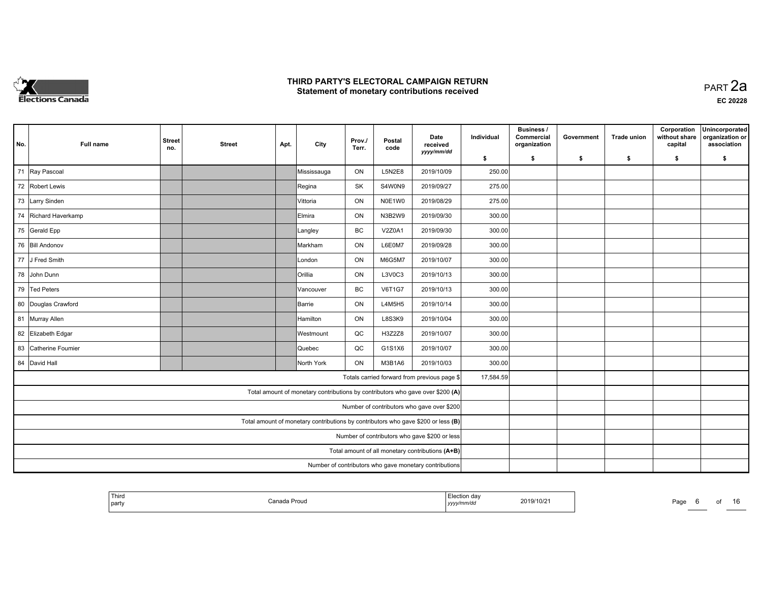# THIRD PARTY'S ELECTORAL CAMPAIGN RETURN
## Statement of monetary contributions received

PART 2a

EC 20228

| No. | Full name | Street no. | Street | Apt. | City | Prov./ Terr. | Postal code | Date received yyyy/mm/dd | Individual $ | Business / Commercial organization $ | Government $ | Trade union $ | Corporation without share capital $ | Unincorporated organization or association $ |
|---|---|---|---|---|---|---|---|---|---|---|---|---|---|---|
| 71 | Ray Pascoal | | | | Mississauga | ON | L5N2E8 | 2019/10/09 | 250.00 | | | | | |
| 72 | Robert Lewis | | | | Regina | SK | S4W0N9 | 2019/09/27 | 275.00 | | | | | |
| 73 | Larry Sinden | | | | Vittoria | ON | N0E1W0 | 2019/08/29 | 275.00 | | | | | |
| 74 | Richard Haverkamp | | | | Elmira | ON | N3B2W9 | 2019/09/30 | 300.00 | | | | | |
| 75 | Gerald Epp | | | | Langley | BC | V2Z0A1 | 2019/09/30 | 300.00 | | | | | |
| 76 | Bill Andonov | | | | Markham | ON | L6E0M7 | 2019/09/28 | 300.00 | | | | | |
| 77 | J Fred Smith | | | | London | ON | M6G5M7 | 2019/10/07 | 300.00 | | | | | |
| 78 | John Dunn | | | | Orillia | ON | L3V0C3 | 2019/10/13 | 300.00 | | | | | |
| 79 | Ted Peters | | | | Vancouver | BC | V6T1G7 | 2019/10/13 | 300.00 | | | | | |
| 80 | Douglas Crawford | | | | Barrie | ON | L4M5H5 | 2019/10/14 | 300.00 | | | | | |
| 81 | Murray Allen | | | | Hamilton | ON | L8S3K9 | 2019/10/04 | 300.00 | | | | | |
| 82 | Elizabeth Edgar | | | | Westmount | QC | H3Z2Z8 | 2019/10/07 | 300.00 | | | | | |
| 83 | Catherine Fournier | | | | Quebec | QC | G1S1X6 | 2019/10/07 | 300.00 | | | | | |
| 84 | David Hall | | | | North York | ON | M3B1A6 | 2019/10/03 | 300.00 | | | | | |
| | | | | | | | | Totals carried forward from previous page $ | 17,584.59 | | | | | |
| | | | | | | | | Total amount of monetary contributions by contributors who gave over $200 (A) | | | | | | |
| | | | | | | | | Number of contributors who gave over $200 | | | | | | |
| | | | | | | | | Total amount of monetary contributions by contributors who gave $200 or less (B) | | | | | | |
| | | | | | | | | Number of contributors who gave $200 or less | | | | | | |
| | | | | | | | | Total amount of all monetary contributions (A+B) | | | | | | |
| | | | | | | | | Number of contributors who gave monetary contributions | | | | | | |

| Third party | Canada Proud | Election day yyyy/mm/dd | 2019/10/21 |
|---|---|---|---|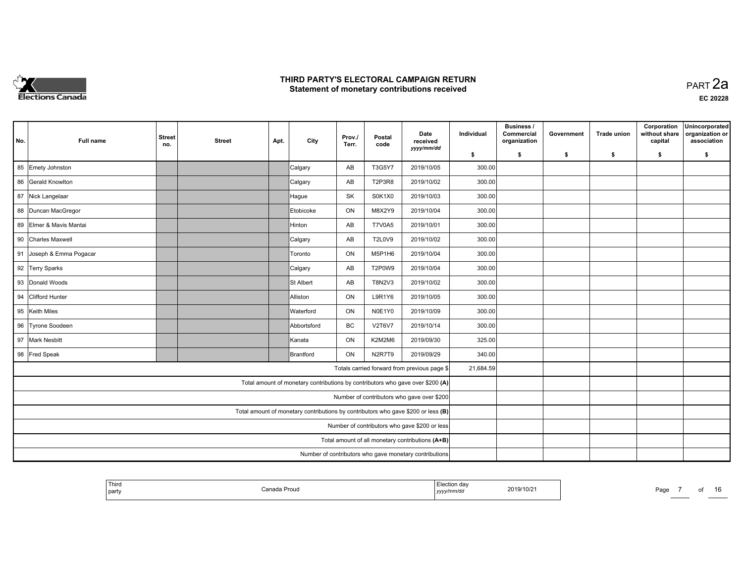# THIRD PARTY'S ELECTORAL CAMPAIGN RETURN
## Statement of monetary contributions received

PART 2a

EC 20228

| No. | Full name | Street no. | Street | Apt. | City | Prov./ Terr. | Postal code | Date received yyyy/mm/dd | Individual $ | Business / Commercial organization $ | Government $ | Trade union $ | Corporation without share capital $ | Unincorporated organization or association $ |
|---|---|---|---|---|---|---|---|---|---|---|---|---|---|---|
| 85 | Emety Johnston | | | | Calgary | AB | T3G5Y7 | 2019/10/05 | 300.00 | | | | | |
| 86 | Gerald Knowlton | | | | Calgary | AB | T2P3R8 | 2019/10/02 | 300.00 | | | | | |
| 87 | Nick Langelaar | | | | Hague | SK | S0K1X0 | 2019/10/03 | 300.00 | | | | | |
| 88 | Duncan MacGregor | | | | Etobicoke | ON | M8X2Y9 | 2019/10/04 | 300.00 | | | | | |
| 89 | Elmer & Mavis Mantai | | | | Hinton | AB | T7V0A5 | 2019/10/01 | 300.00 | | | | | |
| 90 | Charles Maxwell | | | | Calgary | AB | T2L0V9 | 2019/10/02 | 300.00 | | | | | |
| 91 | Joseph & Emma Pogacar | | | | Toronto | ON | M5P1H6 | 2019/10/04 | 300.00 | | | | | |
| 92 | Terry Sparks | | | | Calgary | AB | T2P0W9 | 2019/10/04 | 300.00 | | | | | |
| 93 | Donald Woods | | | | St Albert | AB | T8N2V3 | 2019/10/02 | 300.00 | | | | | |
| 94 | Clifford Hunter | | | | Alliston | ON | L9R1Y6 | 2019/10/05 | 300.00 | | | | | |
| 95 | Keith Miles | | | | Waterford | ON | N0E1Y0 | 2019/10/09 | 300.00 | | | | | |
| 96 | Tyrone Soodeen | | | | Abbortsford | BC | V2T6V7 | 2019/10/14 | 300.00 | | | | | |
| 97 | Mark Nesbitt | | | | Kanata | ON | K2M2M6 | 2019/09/30 | 325.00 | | | | | |
| 98 | Fred Speak | | | | Brantford | ON | N2R7T9 | 2019/09/29 | 340.00 | | | | | |
| | Totals carried forward from previous page $ | | | | | | | | 21,684.59 | | | | | |
| | Total amount of monetary contributions by contributors who gave over $200 (A) | | | | | | | | | | | | | |
| | Number of contributors who gave over $200 | | | | | | | | | | | | | |
| | Total amount of monetary contributions by contributors who gave $200 or less (B) | | | | | | | | | | | | | |
| | Number of contributors who gave $200 or less | | | | | | | | | | | | | |
| | Total amount of all monetary contributions (A+B) | | | | | | | | | | | | | |
| | Number of contributors who gave monetary contributions | | | | | | | | | | | | | |

| Third party | Canada Proud | Election day yyyy/mm/dd | 2019/10/21 |
|---|---|---|---|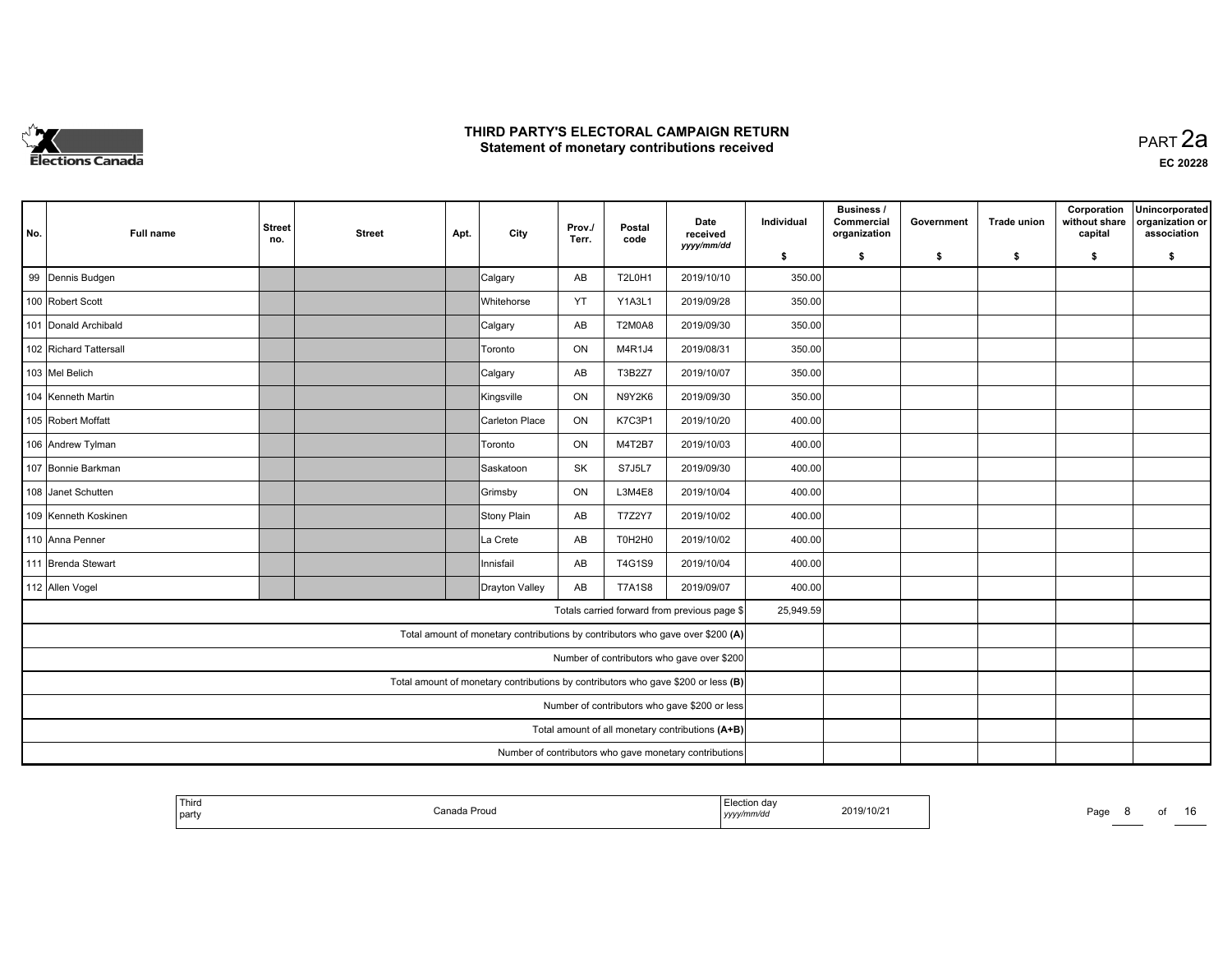# THIRD PARTY'S ELECTORAL CAMPAIGN RETURN
## Statement of monetary contributions received

PART 2a

EC 20228

| No. | Full name | Street no. | Street | Apt. | City | Prov./ Terr. | Postal code | Date received yyyy/mm/dd | Individual $ | Business / Commercial organization $ | Government $ | Trade union $ | Corporation without share capital $ | Unincorporated organization or association $ |
|---|---|---|---|---|---|---|---|---|---|---|---|---|---|---|
| 99 | Dennis Budgen | | | | Calgary | AB | T2L0H1 | 2019/10/10 | 350.00 | | | | | |
| 100 | Robert Scott | | | | Whitehorse | YT | Y1A3L1 | 2019/09/28 | 350.00 | | | | | |
| 101 | Donald Archibald | | | | Calgary | AB | T2M0A8 | 2019/09/30 | 350.00 | | | | | |
| 102 | Richard Tattersall | | | | Toronto | ON | M4R1J4 | 2019/08/31 | 350.00 | | | | | |
| 103 | Mel Belich | | | | Calgary | AB | T3B2Z7 | 2019/10/07 | 350.00 | | | | | |
| 104 | Kenneth Martin | | | | Kingsville | ON | N9Y2K6 | 2019/09/30 | 350.00 | | | | | |
| 105 | Robert Moffatt | | | | Carleton Place | ON | K7C3P1 | 2019/10/20 | 400.00 | | | | | |
| 106 | Andrew Tylman | | | | Toronto | ON | M4T2B7 | 2019/10/03 | 400.00 | | | | | |
| 107 | Bonnie Barkman | | | | Saskatoon | SK | S7J5L7 | 2019/09/30 | 400.00 | | | | | |
| 108 | Janet Schutten | | | | Grimsby | ON | L3M4E8 | 2019/10/04 | 400.00 | | | | | |
| 109 | Kenneth Koskinen | | | | Stony Plain | AB | T7Z2Y7 | 2019/10/02 | 400.00 | | | | | |
| 110 | Anna Penner | | | | La Crete | AB | T0H2H0 | 2019/10/02 | 400.00 | | | | | |
| 111 | Brenda Stewart | | | | Innisfail | AB | T4G1S9 | 2019/10/04 | 400.00 | | | | | |
| 112 | Allen Vogel | | | | Drayton Valley | AB | T7A1S8 | 2019/09/07 | 400.00 | | | | | |
| | | | | | | | | Totals carried forward from previous page $ | 25,949.59 | | | | | |
| | | | | | | | | Total amount of monetary contributions by contributors who gave over $200 **(A)** | | | | | | |
| | | | | | | | | Number of contributors who gave over $200 | | | | | | |
| | | | | | | | | Total amount of monetary contributions by contributors who gave $200 or less **(B)** | | | | | | |
| | | | | | | | | Number of contributors who gave $200 or less | | | | | | |
| | | | | | | | | Total amount of all monetary contributions **(A+B)** | | | | | | |
| | | | | | | | | Number of contributors who gave monetary contributions | | | | | | |

| Third party | Canada Proud | Election day yyyy/mm/dd | 2019/10/21 |
|---|---|---|---|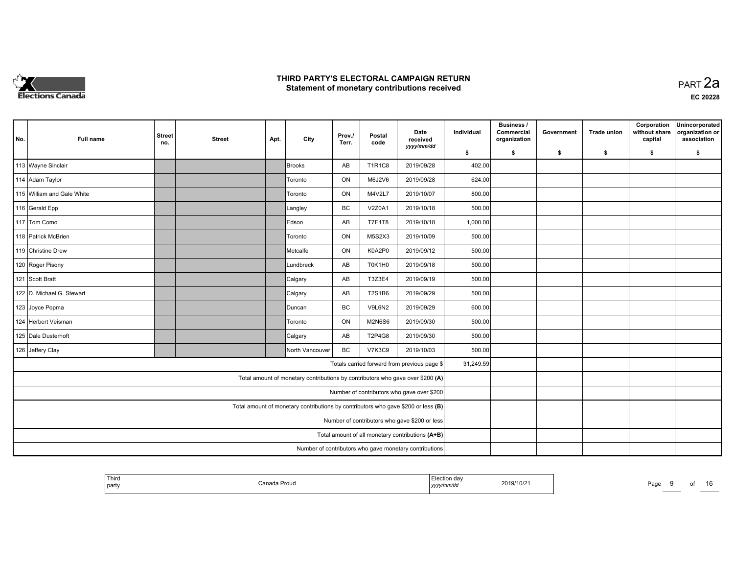# THIRD PARTY'S ELECTORAL CAMPAIGN RETURN
## Statement of monetary contributions received

PART 2a

EC 20228

| No. | Full name | Street no. | Street | Apt. | City | Prov./ Terr. | Postal code | Date received yyyy/mm/dd | Individual $ | Business / Commercial organization $ | Government $ | Trade union $ | Corporation without share capital $ | Unincorporated organization or association $ |
|---|---|---|---|---|---|---|---|---|---|---|---|---|---|---|
| 113 | Wayne Sinclair | | | | Brooks | AB | T1R1C8 | 2019/09/28 | 402.00 | | | | | |
| 114 | Adam Taylor | | | | Toronto | ON | M6J2V6 | 2019/09/28 | 624.00 | | | | | |
| 115 | William and Gale White | | | | Toronto | ON | M4V2L7 | 2019/10/07 | 800.00 | | | | | |
| 116 | Gerald Epp | | | | Langley | BC | V2Z0A1 | 2019/10/18 | 500.00 | | | | | |
| 117 | Tom Como | | | | Edson | AB | T7E1T8 | 2019/10/18 | 1,000.00 | | | | | |
| 118 | Patrick McBrien | | | | Toronto | ON | M5S2X3 | 2019/10/09 | 500.00 | | | | | |
| 119 | Christine Drew | | | | Metcalfe | ON | K0A2P0 | 2019/09/12 | 500.00 | | | | | |
| 120 | Roger Pisony | | | | Lundbreck | AB | T0K1H0 | 2019/09/18 | 500.00 | | | | | |
| 121 | Scott Bratt | | | | Calgary | AB | T3Z3E4 | 2019/09/19 | 500.00 | | | | | |
| 122 | D. Michael G. Stewart | | | | Calgary | AB | T2S1B6 | 2019/09/29 | 500.00 | | | | | |
| 123 | Joyce Popma | | | | Duncan | BC | V9L6N2 | 2019/09/29 | 600.00 | | | | | |
| 124 | Herbert Veisman | | | | Toronto | ON | M2N6S6 | 2019/09/30 | 500.00 | | | | | |
| 125 | Dale Dusterhoft | | | | Calgary | AB | T2P4G8 | 2019/09/30 | 500.00 | | | | | |
| 126 | Jeffery Clay | | | | North Vancouver | BC | V7K3C9 | 2019/10/03 | 500.00 | | | | | |
| | Totals carried forward from previous page $ | | | | | | | | 31,249.59 | | | | | |
| | Total amount of monetary contributions by contributors who gave over $200 (A) | | | | | | | | | | | | | |
| | Number of contributors who gave over $200 | | | | | | | | | | | | | |
| | Total amount of monetary contributions by contributors who gave $200 or less (B) | | | | | | | | | | | | | |
| | Number of contributors who gave $200 or less | | | | | | | | | | | | | |
| | Total amount of all monetary contributions (A+B) | | | | | | | | | | | | | |
| | Number of contributors who gave monetary contributions | | | | | | | | | | | | | |

| Third party | Canada Proud | Election day yyyy/mm/dd | 2019/10/21 |
|---|---|---|---|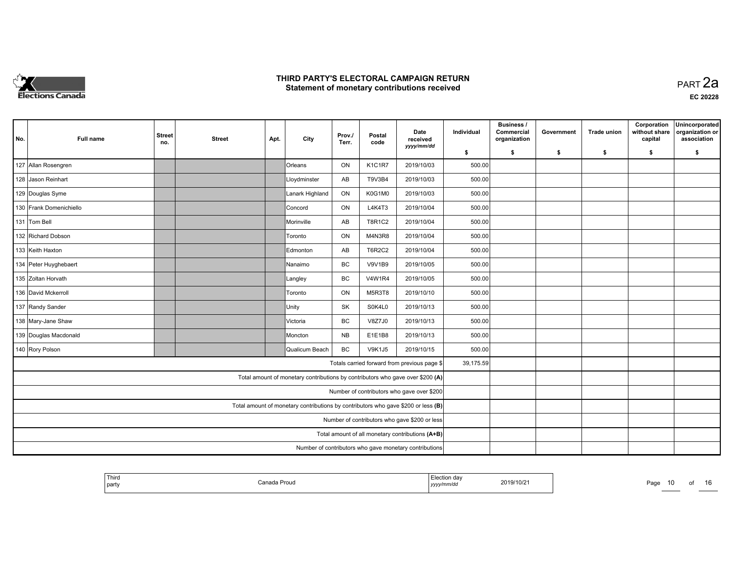**THIRD PARTY'S ELECTORAL CAMPAIGN RETURN**
**Statement of monetary contributions received**

PART 2a

EC 20228

| No. | Full name | Street no. | Street | Apt. | City | Prov./ Terr. | Postal code | Date received yyyy/mm/dd | Individual $ | Business / Commercial organization $ | Government $ | Trade union $ | Corporation without share capital $ | Unincorporated organization or association $ |
|---|---|---|---|---|---|---|---|---|---|---|---|---|---|---|
| 127 | Allan Rosengren | | | | Orleans | ON | K1C1R7 | 2019/10/03 | 500.00 | | | | | |
| 128 | Jason Reinhart | | | | Lloydminster | AB | T9V3B4 | 2019/10/03 | 500.00 | | | | | |
| 129 | Douglas Syme | | | | Lanark Highland | ON | K0G1M0 | 2019/10/03 | 500.00 | | | | | |
| 130 | Frank Domenichiello | | | | Concord | ON | L4K4T3 | 2019/10/04 | 500.00 | | | | | |
| 131 | Tom Bell | | | | Morinville | AB | T8R1C2 | 2019/10/04 | 500.00 | | | | | |
| 132 | Richard Dobson | | | | Toronto | ON | M4N3R8 | 2019/10/04 | 500.00 | | | | | |
| 133 | Keith Haxton | | | | Edmonton | AB | T6R2C2 | 2019/10/04 | 500.00 | | | | | |
| 134 | Peter Huyghebaert | | | | Nanaimo | BC | V9V1B9 | 2019/10/05 | 500.00 | | | | | |
| 135 | Zoltan Horvath | | | | Langley | BC | V4W1R4 | 2019/10/05 | 500.00 | | | | | |
| 136 | David Mckerroll | | | | Toronto | ON | M5R3T8 | 2019/10/10 | 500.00 | | | | | |
| 137 | Randy Sander | | | | Unity | SK | S0K4L0 | 2019/10/13 | 500.00 | | | | | |
| 138 | Mary-Jane Shaw | | | | Victoria | BC | V8Z7J0 | 2019/10/13 | 500.00 | | | | | |
| 139 | Douglas Macdonald | | | | Moncton | NB | E1E1B8 | 2019/10/13 | 500.00 | | | | | |
| 140 | Rory Polson | | | | Qualicum Beach | BC | V9K1J5 | 2019/10/15 | 500.00 | | | | | |
| | Totals carried forward from previous page $ | | | | | | | | 39,175.59 | | | | | |
| | Total amount of monetary contributions by contributors who gave over $200 (A) | | | | | | | | | | | | | |
| | Number of contributors who gave over $200 | | | | | | | | | | | | | |
| | Total amount of monetary contributions by contributors who gave $200 or less (B) | | | | | | | | | | | | | |
| | Number of contributors who gave $200 or less | | | | | | | | | | | | | |
| | Total amount of all monetary contributions (A+B) | | | | | | | | | | | | | |
| | Number of contributors who gave monetary contributions | | | | | | | | | | | | | |

| Third party | Canada Proud | Election day yyyy/mm/dd | 2019/10/21 |
|---|---|---|---|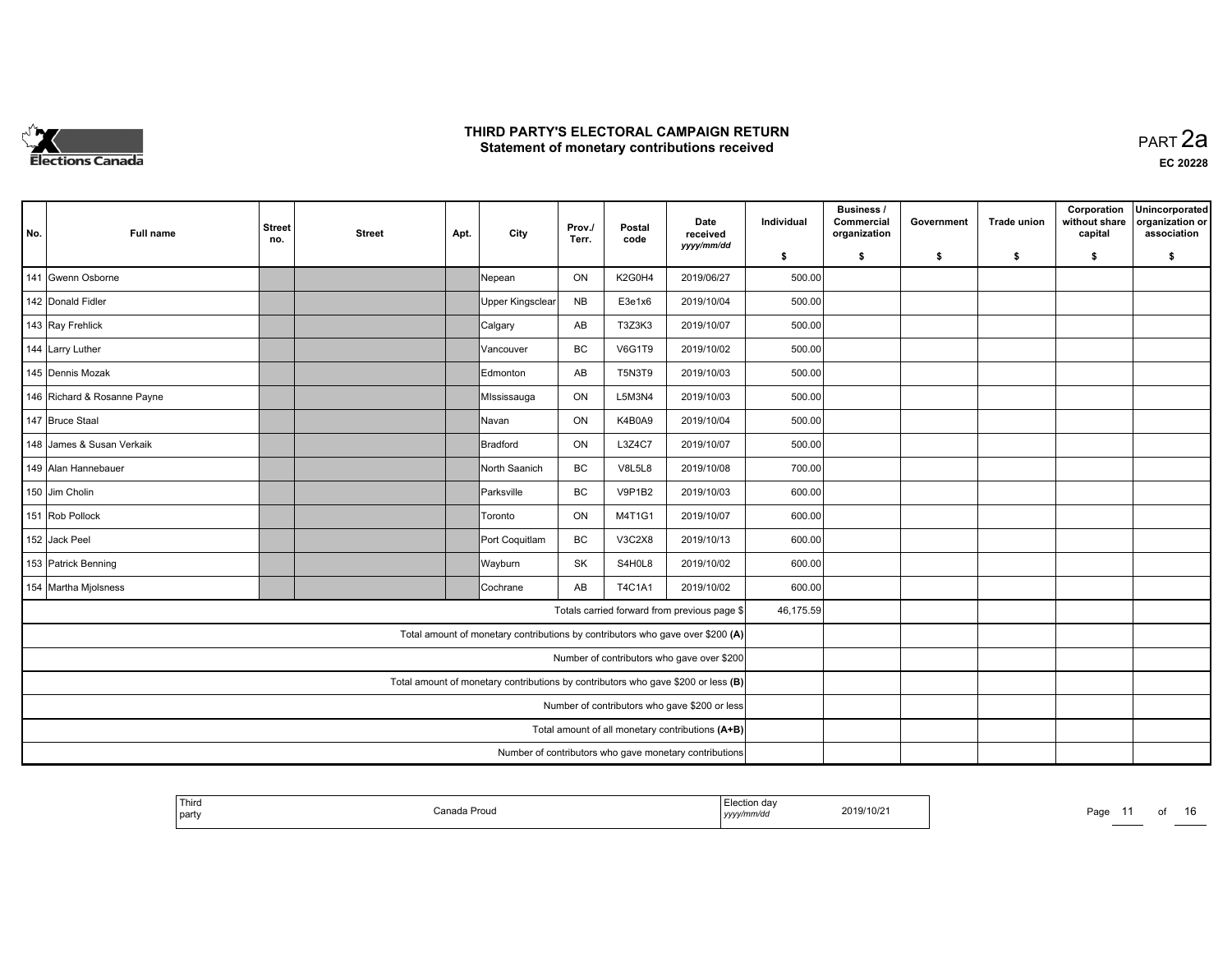# THIRD PARTY'S ELECTORAL CAMPAIGN RETURN
## Statement of monetary contributions received

PART 2a

**EC 20228**

| No. | Full name | Street no. | Street | Apt. | City | Prov./ Terr. | Postal code | Date received yyyy/mm/dd | Individual $ | Business / Commercial organization $ | Government $ | Trade union $ | Corporation without share capital $ | Unincorporated organization or association $ |
|---|---|---|---|---|---|---|---|---|---|---|---|---|---|---|
| 141 | Gwenn Osborne | | | | Nepean | ON | K2G0H4 | 2019/06/27 | 500.00 | | | | | |
| 142 | Donald Fidler | | | | Upper Kingsclear | NB | E3e1x6 | 2019/10/04 | 500.00 | | | | | |
| 143 | Ray Frehlick | | | | Calgary | AB | T3Z3K3 | 2019/10/07 | 500.00 | | | | | |
| 144 | Larry Luther | | | | Vancouver | BC | V6G1T9 | 2019/10/02 | 500.00 | | | | | |
| 145 | Dennis Mozak | | | | Edmonton | AB | T5N3T9 | 2019/10/03 | 500.00 | | | | | |
| 146 | Richard & Rosanne Payne | | | | MIssissauga | ON | L5M3N4 | 2019/10/03 | 500.00 | | | | | |
| 147 | Bruce Staal | | | | Navan | ON | K4B0A9 | 2019/10/04 | 500.00 | | | | | |
| 148 | James & Susan Verkaik | | | | Bradford | ON | L3Z4C7 | 2019/10/07 | 500.00 | | | | | |
| 149 | Alan Hannebauer | | | | North Saanich | BC | V8L5L8 | 2019/10/08 | 700.00 | | | | | |
| 150 | Jim Cholin | | | | Parksville | BC | V9P1B2 | 2019/10/03 | 600.00 | | | | | |
| 151 | Rob Pollock | | | | Toronto | ON | M4T1G1 | 2019/10/07 | 600.00 | | | | | |
| 152 | Jack Peel | | | | Port Coquitlam | BC | V3C2X8 | 2019/10/13 | 600.00 | | | | | |
| 153 | Patrick Benning | | | | Wayburn | SK | S4H0L8 | 2019/10/02 | 600.00 | | | | | |
| 154 | Martha Mjolsness | | | | Cochrane | AB | T4C1A1 | 2019/10/02 | 600.00 | | | | | |
| | Totals carried forward from previous page $ | | | | | | | | 46,175.59 | | | | | |
| | Total amount of monetary contributions by contributors who gave over $200 (A) | | | | | | | | | | | | | |
| | Number of contributors who gave over $200 | | | | | | | | | | | | | |
| | Total amount of monetary contributions by contributors who gave $200 or less (B) | | | | | | | | | | | | | |
| | Number of contributors who gave $200 or less | | | | | | | | | | | | | |
| | Total amount of all monetary contributions (A+B) | | | | | | | | | | | | | |
| | Number of contributors who gave monetary contributions | | | | | | | | | | | | | |

| Third party | Canada Proud | Election day yyyy/mm/dd | 2019/10/21 |
|---|---|---|---|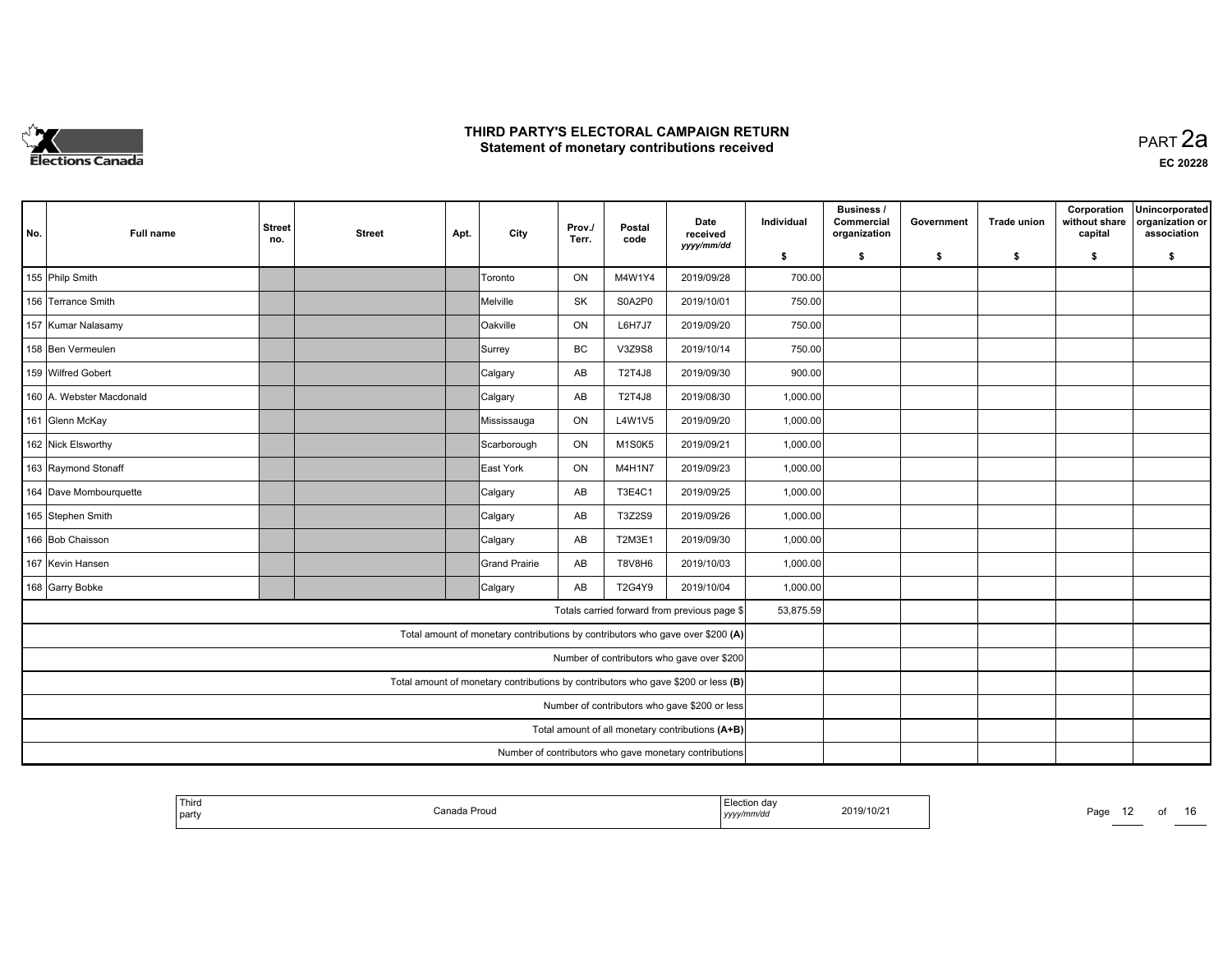# THIRD PARTY'S ELECTORAL CAMPAIGN RETURN
## Statement of monetary contributions received

PART 2a

EC 20228

| No. | Full name | Street no. | Street | Apt. | City | Prov./ Terr. | Postal code | Date received yyyy/mm/dd | Individual $ | Business / Commercial organization $ | Government $ | Trade union $ | Corporation without share capital $ | Unincorporated organization or association $ |
|---|---|---|---|---|---|---|---|---|---|---|---|---|---|---|
| 155 | Philp Smith | | | | Toronto | ON | M4W1Y4 | 2019/09/28 | 700.00 | | | | | |
| 156 | Terrance Smith | | | | Melville | SK | S0A2P0 | 2019/10/01 | 750.00 | | | | | |
| 157 | Kumar Nalasamy | | | | Oakville | ON | L6H7J7 | 2019/09/20 | 750.00 | | | | | |
| 158 | Ben Vermeulen | | | | Surrey | BC | V3Z9S8 | 2019/10/14 | 750.00 | | | | | |
| 159 | Wilfred Gobert | | | | Calgary | AB | T2T4J8 | 2019/09/30 | 900.00 | | | | | |
| 160 | A. Webster Macdonald | | | | Calgary | AB | T2T4J8 | 2019/08/30 | 1,000.00 | | | | | |
| 161 | Glenn McKay | | | | Mississauga | ON | L4W1V5 | 2019/09/20 | 1,000.00 | | | | | |
| 162 | Nick Elsworthy | | | | Scarborough | ON | M1S0K5 | 2019/09/21 | 1,000.00 | | | | | |
| 163 | Raymond Stonaff | | | | East York | ON | M4H1N7 | 2019/09/23 | 1,000.00 | | | | | |
| 164 | Dave Mombourquette | | | | Calgary | AB | T3E4C1 | 2019/09/25 | 1,000.00 | | | | | |
| 165 | Stephen Smith | | | | Calgary | AB | T3Z2S9 | 2019/09/26 | 1,000.00 | | | | | |
| 166 | Bob Chaisson | | | | Calgary | AB | T2M3E1 | 2019/09/30 | 1,000.00 | | | | | |
| 167 | Kevin Hansen | | | | Grand Prairie | AB | T8V8H6 | 2019/10/03 | 1,000.00 | | | | | |
| 168 | Garry Bobke | | | | Calgary | AB | T2G4Y9 | 2019/10/04 | 1,000.00 | | | | | |
| | | | | | | | | Totals carried forward from previous page $ | 53,875.59 | | | | | |
| | | | | | | | | Total amount of monetary contributions by contributors who gave over $200 (A) | | | | | | |
| | | | | | | | | Number of contributors who gave over $200 | | | | | | |
| | | | | | | | | Total amount of monetary contributions by contributors who gave $200 or less (B) | | | | | | |
| | | | | | | | | Number of contributors who gave $200 or less | | | | | | |
| | | | | | | | | Total amount of all monetary contributions (A+B) | | | | | | |
| | | | | | | | | Number of contributors who gave monetary contributions | | | | | | |

| Third party | Canada Proud | Election day yyyy/mm/dd | 2019/10/21 |
|---|---|---|---|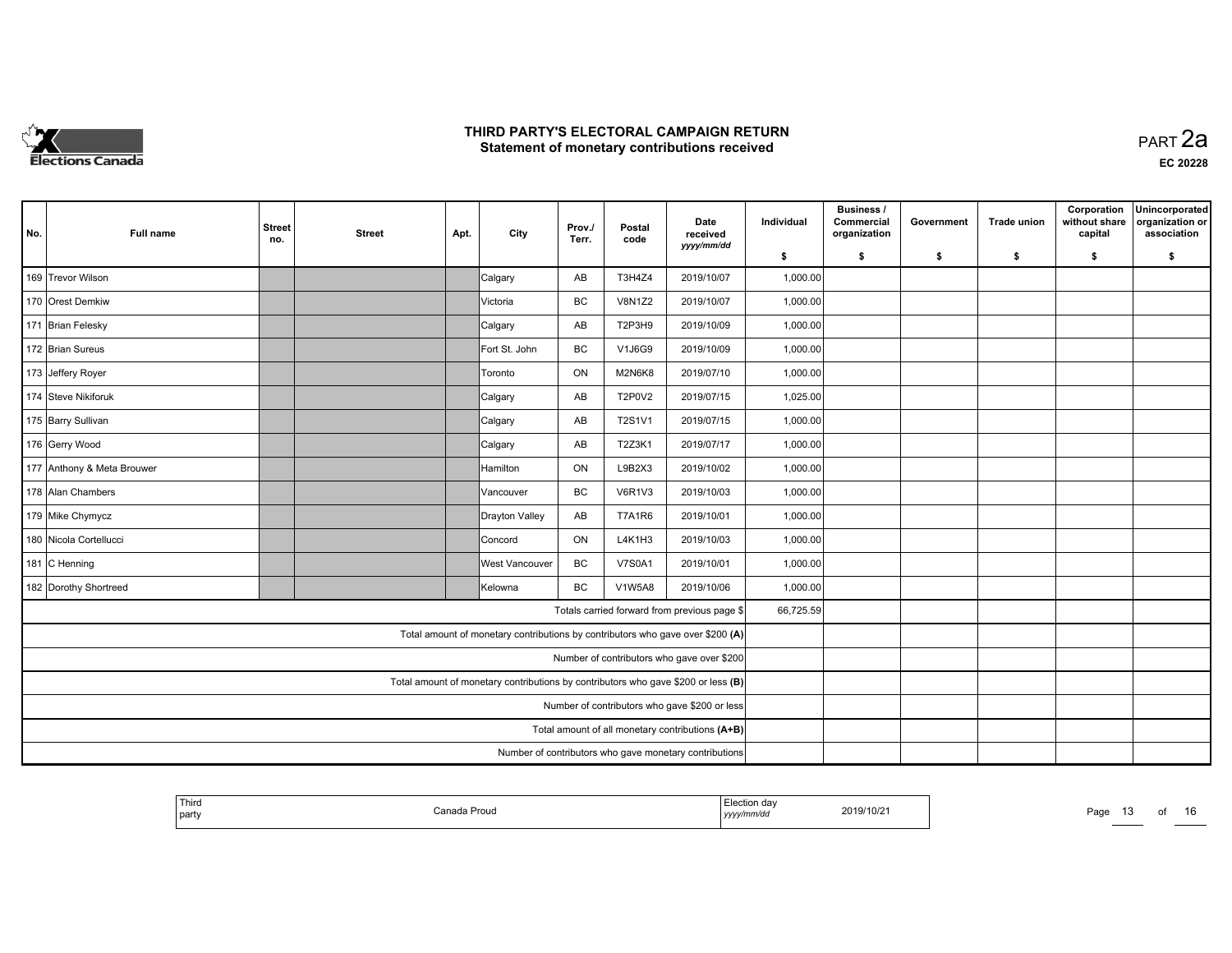# THIRD PARTY'S ELECTORAL CAMPAIGN RETURN
## Statement of monetary contributions received

PART 2a

EC 20228

| No. | Full name | Street no. | Street | Apt. | City | Prov./ Terr. | Postal code | Date received yyyy/mm/dd | Individual $ | Business / Commercial organization $ | Government $ | Trade union $ | Corporation without share capital $ | Unincorporated organization or association $ |
|---|---|---|---|---|---|---|---|---|---|---|---|---|---|---|
| 169 | Trevor Wilson | | | | Calgary | AB | T3H4Z4 | 2019/10/07 | 1,000.00 | | | | | |
| 170 | Orest Demkiw | | | | Victoria | BC | V8N1Z2 | 2019/10/07 | 1,000.00 | | | | | |
| 171 | Brian Felesky | | | | Calgary | AB | T2P3H9 | 2019/10/09 | 1,000.00 | | | | | |
| 172 | Brian Sureus | | | | Fort St. John | BC | V1J6G9 | 2019/10/09 | 1,000.00 | | | | | |
| 173 | Jeffery Royer | | | | Toronto | ON | M2N6K8 | 2019/07/10 | 1,000.00 | | | | | |
| 174 | Steve Nikiforuk | | | | Calgary | AB | T2P0V2 | 2019/07/15 | 1,025.00 | | | | | |
| 175 | Barry Sullivan | | | | Calgary | AB | T2S1V1 | 2019/07/15 | 1,000.00 | | | | | |
| 176 | Gerry Wood | | | | Calgary | AB | T2Z3K1 | 2019/07/17 | 1,000.00 | | | | | |
| 177 | Anthony & Meta Brouwer | | | | Hamilton | ON | L9B2X3 | 2019/10/02 | 1,000.00 | | | | | |
| 178 | Alan Chambers | | | | Vancouver | BC | V6R1V3 | 2019/10/03 | 1,000.00 | | | | | |
| 179 | Mike Chymycz | | | | Drayton Valley | AB | T7A1R6 | 2019/10/01 | 1,000.00 | | | | | |
| 180 | Nicola Cortellucci | | | | Concord | ON | L4K1H3 | 2019/10/03 | 1,000.00 | | | | | |
| 181 | C Henning | | | | West Vancouver | BC | V7S0A1 | 2019/10/01 | 1,000.00 | | | | | |
| 182 | Dorothy Shortreed | | | | Kelowna | BC | V1W5A8 | 2019/10/06 | 1,000.00 | | | | | |
| | Totals carried forward from previous page $ | | | | | | | | 66,725.59 | | | | | |
| | Total amount of monetary contributions by contributors who gave over $200 (A) | | | | | | | | | | | | | |
| | Number of contributors who gave over $200 | | | | | | | | | | | | | |
| | Total amount of monetary contributions by contributors who gave $200 or less (B) | | | | | | | | | | | | | |
| | Number of contributors who gave $200 or less | | | | | | | | | | | | | |
| | Total amount of all monetary contributions (A+B) | | | | | | | | | | | | | |
| | Number of contributors who gave monetary contributions | | | | | | | | | | | | | |

| Third party | Canada Proud | Election day yyyy/mm/dd | 2019/10/21 |
|---|---|---|---|

Page 13 of 16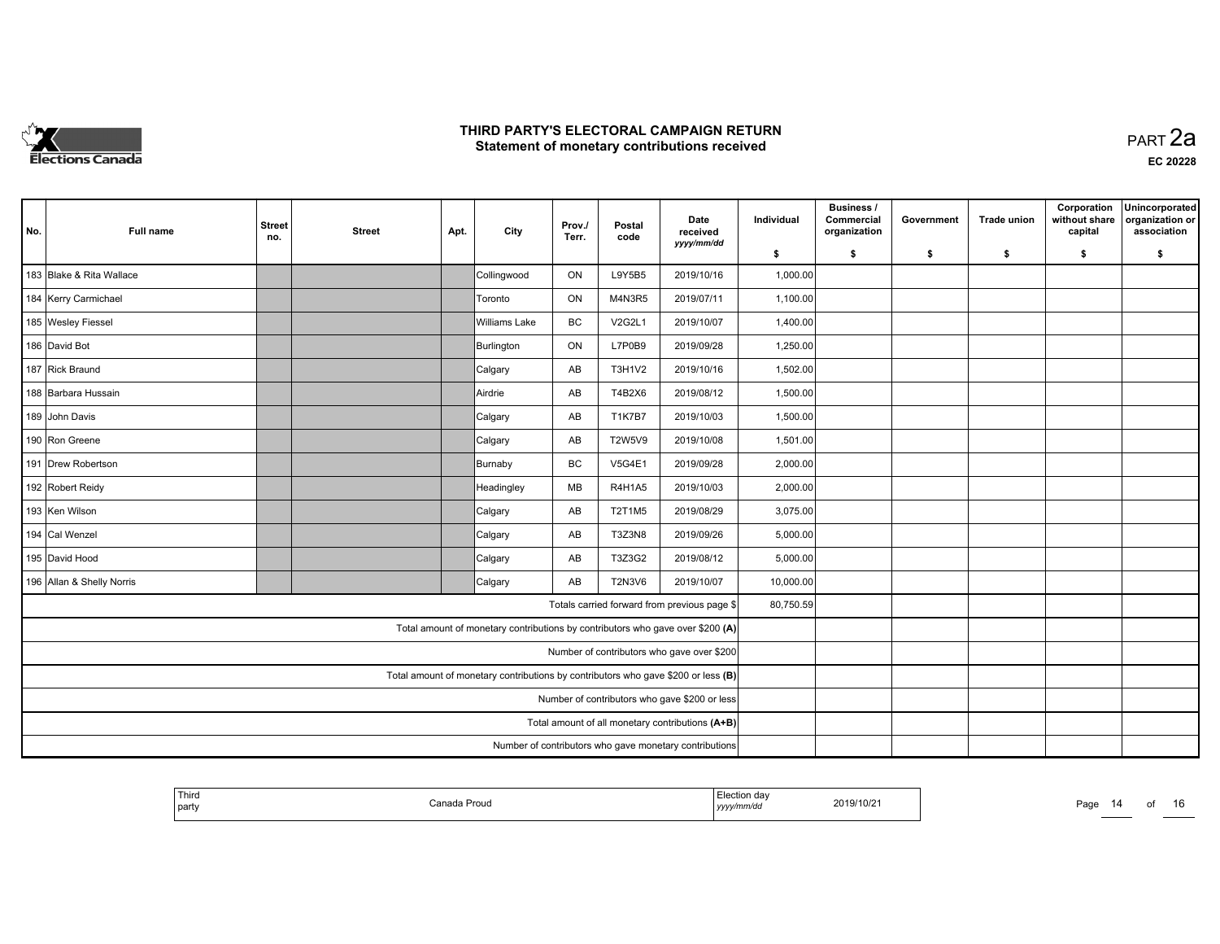# THIRD PARTY'S ELECTORAL CAMPAIGN RETURN
## Statement of monetary contributions received

PART 2a

EC 20228

| No. | Full name | Street no. | Street | Apt. | City | Prov./ Terr. | Postal code | Date received yyyy/mm/dd | Individual $ | Business / Commercial organization $ | Government $ | Trade union $ | Corporation without share capital $ | Unincorporated organization or association $ |
|---|---|---|---|---|---|---|---|---|---|---|---|---|---|---|
| 183 | Blake & Rita Wallace | | | | Collingwood | ON | L9Y5B5 | 2019/10/16 | 1,000.00 | | | | | |
| 184 | Kerry Carmichael | | | | Toronto | ON | M4N3R5 | 2019/07/11 | 1,100.00 | | | | | |
| 185 | Wesley Fiessel | | | | Williams Lake | BC | V2G2L1 | 2019/10/07 | 1,400.00 | | | | | |
| 186 | David Bot | | | | Burlington | ON | L7P0B9 | 2019/09/28 | 1,250.00 | | | | | |
| 187 | Rick Braund | | | | Calgary | AB | T3H1V2 | 2019/10/16 | 1,502.00 | | | | | |
| 188 | Barbara Hussain | | | | Airdrie | AB | T4B2X6 | 2019/08/12 | 1,500.00 | | | | | |
| 189 | John Davis | | | | Calgary | AB | T1K7B7 | 2019/10/03 | 1,500.00 | | | | | |
| 190 | Ron Greene | | | | Calgary | AB | T2W5V9 | 2019/10/08 | 1,501.00 | | | | | |
| 191 | Drew Robertson | | | | Burnaby | BC | V5G4E1 | 2019/09/28 | 2,000.00 | | | | | |
| 192 | Robert Reidy | | | | Headingley | MB | R4H1A5 | 2019/10/03 | 2,000.00 | | | | | |
| 193 | Ken Wilson | | | | Calgary | AB | T2T1M5 | 2019/08/29 | 3,075.00 | | | | | |
| 194 | Cal Wenzel | | | | Calgary | AB | T3Z3N8 | 2019/09/26 | 5,000.00 | | | | | |
| 195 | David Hood | | | | Calgary | AB | T3Z3G2 | 2019/08/12 | 5,000.00 | | | | | |
| 196 | Allan & Shelly Norris | | | | Calgary | AB | T2N3V6 | 2019/10/07 | 10,000.00 | | | | | |
| | Totals carried forward from previous page $ | | | | | | | | 80,750.59 | | | | | |
| | Total amount of monetary contributions by contributors who gave over $200 (A) | | | | | | | | | | | | | |
| | Number of contributors who gave over $200 | | | | | | | | | | | | | |
| | Total amount of monetary contributions by contributors who gave $200 or less (B) | | | | | | | | | | | | | |
| | Number of contributors who gave $200 or less | | | | | | | | | | | | | |
| | Total amount of all monetary contributions (A+B) | | | | | | | | | | | | | |
| | Number of contributors who gave monetary contributions | | | | | | | | | | | | | |

| Third party | Canada Proud | Election day yyyy/mm/dd | 2019/10/21 |
|---|---|---|---|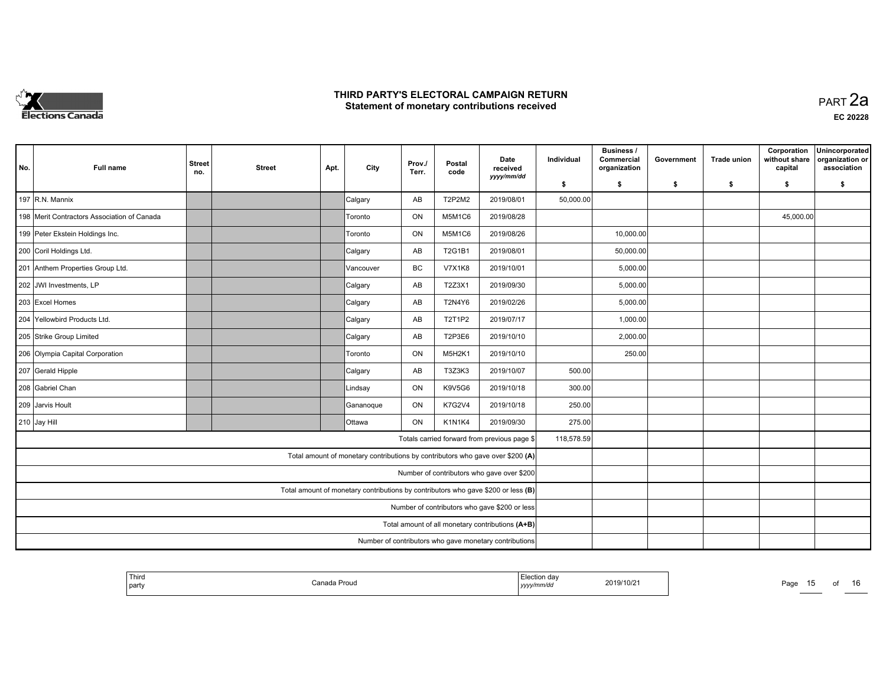# THIRD PARTY'S ELECTORAL CAMPAIGN RETURN
## Statement of monetary contributions received

PART 2a

EC 20228

| No. | Full name | Street no. | Street | Apt. | City | Prov./ Terr. | Postal code | Date received yyyy/mm/dd | Individual $ | Business / Commercial organization $ | Government $ | Trade union $ | Corporation without share capital $ | Unincorporated organization or association $ |
|---|---|---|---|---|---|---|---|---|---|---|---|---|---|---|
| 197 | R.N. Mannix | | | | Calgary | AB | T2P2M2 | 2019/08/01 | 50,000.00 | | | | | |
| 198 | Merit Contractors Association of Canada | | | | Toronto | ON | M5M1C6 | 2019/08/28 | | | | | 45,000.00 | |
| 199 | Peter Ekstein Holdings Inc. | | | | Toronto | ON | M5M1C6 | 2019/08/26 | | 10,000.00 | | | | |
| 200 | Coril Holdings Ltd. | | | | Calgary | AB | T2G1B1 | 2019/08/01 | | 50,000.00 | | | | |
| 201 | Anthem Properties Group Ltd. | | | | Vancouver | BC | V7X1K8 | 2019/10/01 | | 5,000.00 | | | | |
| 202 | JWI Investments, LP | | | | Calgary | AB | T2Z3X1 | 2019/09/30 | | 5,000.00 | | | | |
| 203 | Excel Homes | | | | Calgary | AB | T2N4Y6 | 2019/02/26 | | 5,000.00 | | | | |
| 204 | Yellowbird Products Ltd. | | | | Calgary | AB | T2T1P2 | 2019/07/17 | | 1,000.00 | | | | |
| 205 | Strike Group Limited | | | | Calgary | AB | T2P3E6 | 2019/10/10 | | 2,000.00 | | | | |
| 206 | Olympia Capital Corporation | | | | Toronto | ON | M5H2K1 | 2019/10/10 | | 250.00 | | | | |
| 207 | Gerald Hipple | | | | Calgary | AB | T3Z3K3 | 2019/10/07 | 500.00 | | | | | |
| 208 | Gabriel Chan | | | | Lindsay | ON | K9V5G6 | 2019/10/18 | 300.00 | | | | | |
| 209 | Jarvis Hoult | | | | Gananoque | ON | K7G2V4 | 2019/10/18 | 250.00 | | | | | |
| 210 | Jay Hill | | | | Ottawa | ON | K1N1K4 | 2019/09/30 | 275.00 | | | | | |
| | Totals carried forward from previous page $ | | | | | | | | 118,578.59 | | | | | |
| | Total amount of monetary contributions by contributors who gave over $200 (A) | | | | | | | | | | | | | |
| | Number of contributors who gave over $200 | | | | | | | | | | | | | |
| | Total amount of monetary contributions by contributors who gave $200 or less (B) | | | | | | | | | | | | | |
| | Number of contributors who gave $200 or less | | | | | | | | | | | | | |
| | Total amount of all monetary contributions (A+B) | | | | | | | | | | | | | |
| | Number of contributors who gave monetary contributions | | | | | | | | | | | | | |

| Third party | Canada Proud | Election day yyyy/mm/dd | 2019/10/21 |
|---|---|---|---|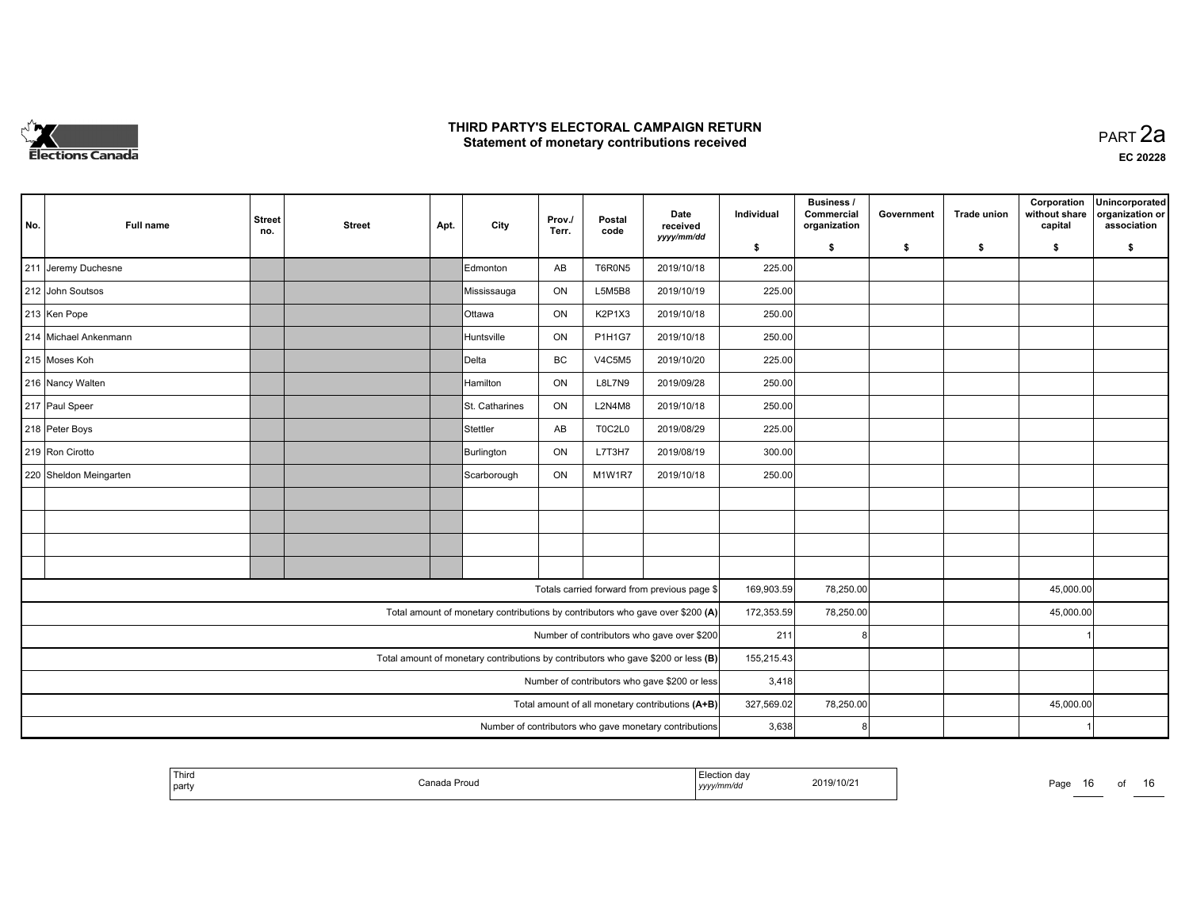# THIRD PARTY'S ELECTORAL CAMPAIGN RETURN
## Statement of monetary contributions received

PART 2a

**EC 20228**

| No. | Full name | Street no. | Street | Apt. | City | Prov./ Terr. | Postal code | Date received yyyy/mm/dd | Individual $ | Business / Commercial organization $ | Government $ | Trade union $ | Corporation without share capital $ | Unincorporated organization or association $ |
|---|---|---|---|---|---|---|---|---|---|---|---|---|---|---|
| 211 | Jeremy Duchesne | | | | Edmonton | AB | T6R0N5 | 2019/10/18 | 225.00 | | | | | |
| 212 | John Soutsos | | | | Mississauga | ON | L5M5B8 | 2019/10/19 | 225.00 | | | | | |
| 213 | Ken Pope | | | | Ottawa | ON | K2P1X3 | 2019/10/18 | 250.00 | | | | | |
| 214 | Michael Ankenmann | | | | Huntsville | ON | P1H1G7 | 2019/10/18 | 250.00 | | | | | |
| 215 | Moses Koh | | | | Delta | BC | V4C5M5 | 2019/10/20 | 225.00 | | | | | |
| 216 | Nancy Walten | | | | Hamilton | ON | L8L7N9 | 2019/09/28 | 250.00 | | | | | |
| 217 | Paul Speer | | | | St. Catharines | ON | L2N4M8 | 2019/10/18 | 250.00 | | | | | |
| 218 | Peter Boys | | | | Stettler | AB | T0C2L0 | 2019/08/29 | 225.00 | | | | | |
| 219 | Ron Cirotto | | | | Burlington | ON | L7T3H7 | 2019/08/19 | 300.00 | | | | | |
| 220 | Sheldon Meingarten | | | | Scarborough | ON | M1W1R7 | 2019/10/18 | 250.00 | | | | | |
| | | | | | | | | | | | | | | |
| | | | | | | | | | | | | | | |
| | | | | | | | | | | | | | | |
| | | | | | | | | | | | | | | |
| Totals carried forward from previous page $ | | | | | | | | | 169,903.59 | 78,250.00 | | | 45,000.00 | |
| Total amount of monetary contributions by contributors who gave over $200 **(A)** | | | | | | | | | 172,353.59 | 78,250.00 | | | 45,000.00 | |
| Number of contributors who gave over $200 | | | | | | | | | 211 | 8 | | | 1 | |
| Total amount of monetary contributions by contributors who gave $200 or less **(B)** | | | | | | | | | 155,215.43 | | | | | |
| Number of contributors who gave $200 or less | | | | | | | | | 3,418 | | | | | |
| Total amount of all monetary contributions **(A+B)** | | | | | | | | | 327,569.02 | 78,250.00 | | | 45,000.00 | |
| Number of contributors who gave monetary contributions | | | | | | | | | 3,638 | 8 | | | 1 | |

| Third party | Canada Proud | Election day yyyy/mm/dd | 2019/10/21 |
|---|---|---|---|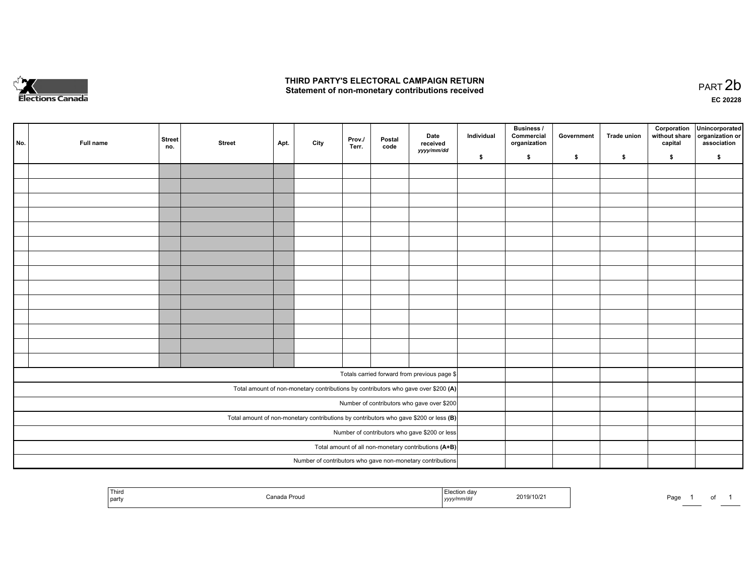# THIRD PARTY'S ELECTORAL CAMPAIGN RETURN
## Statement of non-monetary contributions received

PART 2b

EC 20228

| No. | Full name | Street no. | Street | Apt. | City | Prov./ Terr. | Postal code | Date received yyyy/mm/dd | Individual $ | Business / Commercial organization $ | Government $ | Trade union $ | Corporation without share capital $ | Unincorporated organization or association $ |
|---|---|---|---|---|---|---|---|---|---|---|---|---|---|---|
| | | | | | | | | | | | | | | |
| | | | | | | | | | | | | | | |
| | | | | | | | | | | | | | | |
| | | | | | | | | | | | | | | |
| | | | | | | | | | | | | | | |
| | | | | | | | | | | | | | | |
| | | | | | | | | | | | | | | |
| | | | | | | | | | | | | | | |
| | | | | | | | | | | | | | | |
| | | | | | | | | | | | | | | |
| | | | | | | | | | | | | | | |
| | | | | | | | | | | | | | | |
| | | | | | | | | | | | | | | |
| | | | | | | | | | | | | | | |
| Totals carried forward from previous page $ | | | | | | | | | | | | | | |
| Total amount of non-monetary contributions by contributors who gave over $200 **(A)** | | | | | | | | | | | | | | |
| Number of contributors who gave over $200 | | | | | | | | | | | | | | |
| Total amount of non-monetary contributions by contributors who gave $200 or less **(B)** | | | | | | | | | | | | | | |
| Number of contributors who gave $200 or less | | | | | | | | | | | | | | |
| Total amount of all non-monetary contributions **(A+B)** | | | | | | | | | | | | | | |
| Number of contributors who gave non-monetary contributions | | | | | | | | | | | | | | |

| Third party | Canada Proud | Election day yyyy/mm/dd | 2019/10/21 |
|---|---|---|---|

Page 1 of 1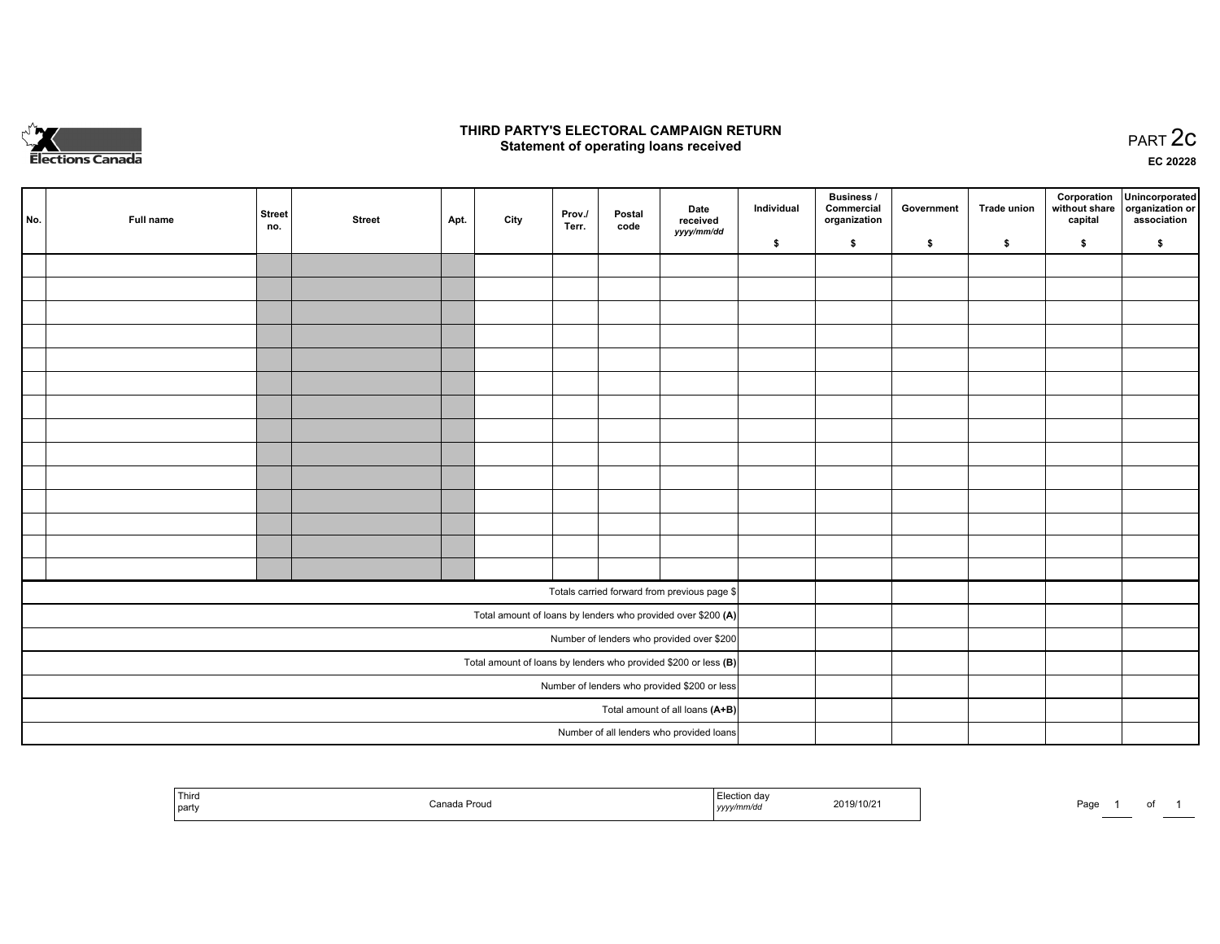# THIRD PARTY'S ELECTORAL CAMPAIGN RETURN
## Statement of operating loans received

PART 2c

EC 20228

| No. | Full name | Street no. | Street | Apt. | City | Prov./ Terr. | Postal code | Date received *yyyy/mm/dd* | Individual $ | Business / Commercial organization $ | Government $ | Trade union $ | Corporation without share capital $ | Unincorporated organization or association $ |
|---|---|---|---|---|---|---|---|---|---|---|---|---|---|---|
| | | | | | | | | | | | | | | |
| | | | | | | | | | | | | | | |
| | | | | | | | | | | | | | | |
| | | | | | | | | | | | | | | |
| | | | | | | | | | | | | | | |
| | | | | | | | | | | | | | | |
| | | | | | | | | | | | | | | |
| | | | | | | | | | | | | | | |
| | | | | | | | | | | | | | | |
| | | | | | | | | | | | | | | |
| | | | | | | | | | | | | | | |
| | | | | | | | | | | | | | | |
| | | | | | | | | | | | | | | |
| | | | | | | | | | | | | | | |
| Totals carried forward from previous page $ | | | | | | | | | | | | | | |
| Total amount of loans by lenders who provided over $200 **(A)** | | | | | | | | | | | | | | |
| Number of lenders who provided over $200 | | | | | | | | | | | | | | |
| Total amount of loans by lenders who provided $200 or less **(B)** | | | | | | | | | | | | | | |
| Number of lenders who provided $200 or less | | | | | | | | | | | | | | |
| Total amount of all loans **(A+B)** | | | | | | | | | | | | | | |
| Number of all lenders who provided loans | | | | | | | | | | | | | | |

| Third party | Canada Proud | Election day *yyyy/mm/dd* | 2019/10/21 |
|---|---|---|---|

Page 1 of 1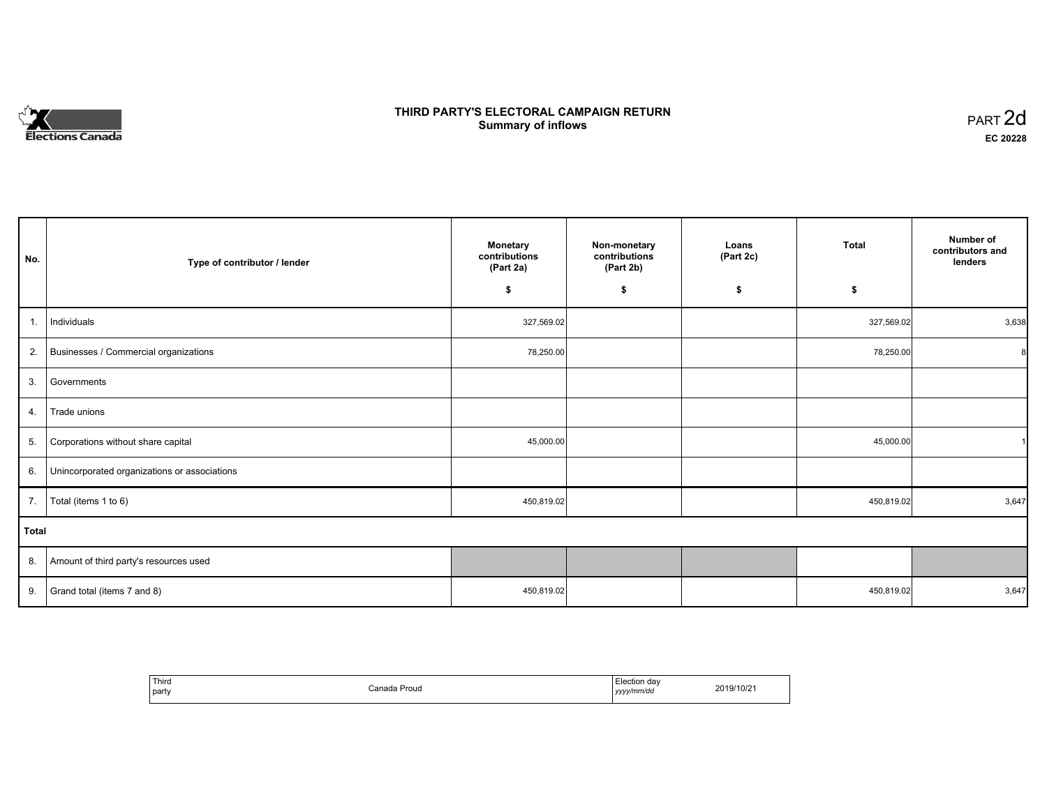# THIRD PARTY'S ELECTORAL CAMPAIGN RETURN
## Summary of inflows

PART 2d
**EC 20228**

| No. | Type of contributor / lender | Monetary contributions (Part 2a) $ | Non-monetary contributions (Part 2b) $ | Loans (Part 2c) $ | Total $ | Number of contributors and lenders |
|---|---|---|---|---|---|---|
| 1. | Individuals | 327,569.02 | | | 327,569.02 | 3,638 |
| 2. | Businesses / Commercial organizations | 78,250.00 | | | 78,250.00 | 8 |
| 3. | Governments | | | | | |
| 4. | Trade unions | | | | | |
| 5. | Corporations without share capital | 45,000.00 | | | 45,000.00 | 1 |
| 6. | Unincorporated organizations or associations | | | | | |
| 7. | Total (items 1 to 6) | 450,819.02 | | | 450,819.02 | 3,647 |
| **Total** | | | | | | |
| 8. | Amount of third party's resources used | | | | | |
| 9. | Grand total (items 7 and 8) | 450,819.02 | | | 450,819.02 | 3,647 |

| Third party | Canada Proud | Election day *yyyy/mm/dd* | 2019/10/21 |
|---|---|---|---|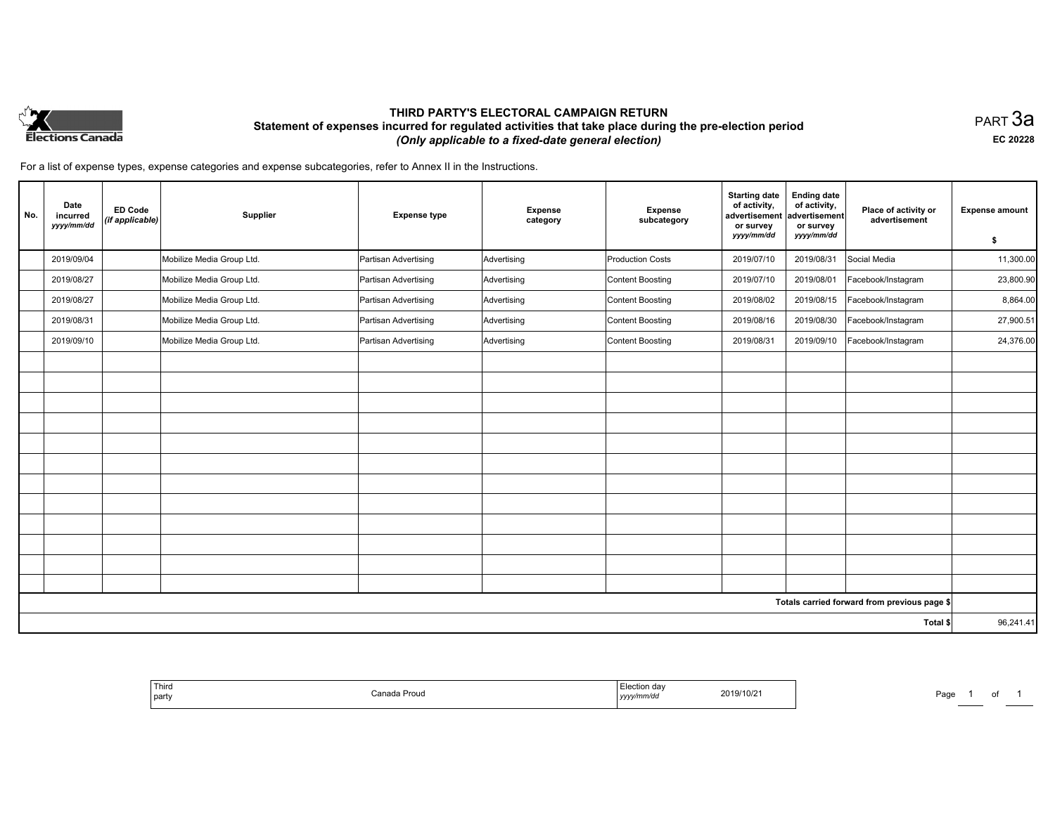# THIRD PARTY'S ELECTORAL CAMPAIGN RETURN

## Statement of expenses incurred for regulated activities that take place during the pre-election period

*(Only applicable to a fixed-date general election)*

PART 3a

EC 20228

For a list of expense types, expense categories and expense subcategories, refer to Annex II in the Instructions.

| No. | Date incurred *yyyy/mm/dd* | ED Code *(if applicable)* | Supplier | Expense type | Expense category | Expense subcategory | Starting date of activity, advertisement or survey *yyyy/mm/dd* | Ending date of activity, advertisement or survey *yyyy/mm/dd* | Place of activity or advertisement | Expense amount $ |
|---|---|---|---|---|---|---|---|---|---|---|
| | 2019/09/04 | | Mobilize Media Group Ltd. | Partisan Advertising | Advertising | Production Costs | 2019/07/10 | 2019/08/31 | Social Media | 11,300.00 |
| | 2019/08/27 | | Mobilize Media Group Ltd. | Partisan Advertising | Advertising | Content Boosting | 2019/07/10 | 2019/08/01 | Facebook/Instagram | 23,800.90 |
| | 2019/08/27 | | Mobilize Media Group Ltd. | Partisan Advertising | Advertising | Content Boosting | 2019/08/02 | 2019/08/15 | Facebook/Instagram | 8,864.00 |
| | 2019/08/31 | | Mobilize Media Group Ltd. | Partisan Advertising | Advertising | Content Boosting | 2019/08/16 | 2019/08/30 | Facebook/Instagram | 27,900.51 |
| | 2019/09/10 | | Mobilize Media Group Ltd. | Partisan Advertising | Advertising | Content Boosting | 2019/08/31 | 2019/09/10 | Facebook/Instagram | 24,376.00 |
| | | | | | | | | | Totals carried forward from previous page $ | |
| | | | | | | | | | Total $ | 96,241.41 |

| Third party | Canada Proud | Election day *yyyy/mm/dd* | 2019/10/21 |
|---|---|---|---|

Page 1 of 1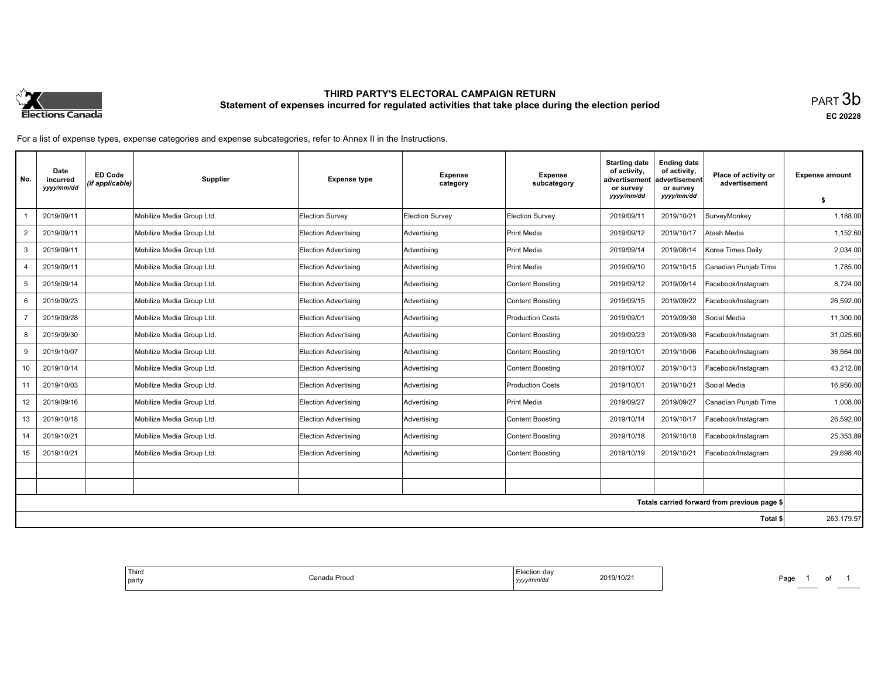Elections Canada

# THIRD PARTY'S ELECTORAL CAMPAIGN RETURN

## Statement of expenses incurred for regulated activities that take place during the election period

PART 3b

EC 20228

For a list of expense types, expense categories and expense subcategories, refer to Annex II in the Instructions.

| No. | Date incurred yyyy/mm/dd | ED Code (if applicable) | Supplier | Expense type | Expense category | Expense subcategory | Starting date of activity, advertisement or survey yyyy/mm/dd | Ending date of activity, advertisement or survey yyyy/mm/dd | Place of activity or advertisement | Expense amount $ |
|---|---|---|---|---|---|---|---|---|---|---|
| 1 | 2019/09/11 | | Mobilize Media Group Ltd. | Election Survey | Election Survey | Election Survey | 2019/09/11 | 2019/10/21 | SurveyMonkey | 1,188.00 |
| 2 | 2019/09/11 | | Mobilize Media Group Ltd. | Election Advertising | Advertising | Print Media | 2019/09/12 | 2019/10/17 | Atash Media | 1,152.60 |
| 3 | 2019/09/11 | | Mobilize Media Group Ltd. | Election Advertising | Advertising | Print Media | 2019/09/14 | 2019/08/14 | Korea Times Daily | 2,034.00 |
| 4 | 2019/09/11 | | Mobilize Media Group Ltd. | Election Advertising | Advertising | Print Media | 2019/09/10 | 2019/10/15 | Canadian Punjab Time | 1,785.00 |
| 5 | 2019/09/14 | | Mobilize Media Group Ltd. | Election Advertising | Advertising | Content Boosting | 2019/09/12 | 2019/09/14 | Facebook/Instagram | 8,724.00 |
| 6 | 2019/09/23 | | Mobilize Media Group Ltd. | Election Advertising | Advertising | Content Boosting | 2019/09/15 | 2019/09/22 | Facebook/Instagram | 26,592.00 |
| 7 | 2019/09/28 | | Mobilize Media Group Ltd. | Election Advertising | Advertising | Production Costs | 2019/09/01 | 2019/09/30 | Social Media | 11,300.00 |
| 8 | 2019/09/30 | | Mobilize Media Group Ltd. | Election Advertising | Advertising | Content Boosting | 2019/09/23 | 2019/09/30 | Facebook/Instagram | 31,025.60 |
| 9 | 2019/10/07 | | Mobilize Media Group Ltd. | Election Advertising | Advertising | Content Boosting | 2019/10/01 | 2019/10/06 | Facebook/Instagram | 36,564.00 |
| 10 | 2019/10/14 | | Mobilize Media Group Ltd. | Election Advertising | Advertising | Content Boosting | 2019/10/07 | 2019/10/13 | Facebook/Instagram | 43,212.08 |
| 11 | 2019/10/03 | | Mobilize Media Group Ltd. | Election Advertising | Advertising | Production Costs | 2019/10/01 | 2019/10/21 | Social Media | 16,950.00 |
| 12 | 2019/09/16 | | Mobilize Media Group Ltd. | Election Advertising | Advertising | Print Media | 2019/09/27 | 2019/09/27 | Canadian Punjab Time | 1,008.00 |
| 13 | 2019/10/18 | | Mobilize Media Group Ltd. | Election Advertising | Advertising | Content Boosting | 2019/10/14 | 2019/10/17 | Facebook/Instagram | 26,592.00 |
| 14 | 2019/10/21 | | Mobilize Media Group Ltd. | Election Advertising | Advertising | Content Boosting | 2019/10/18 | 2019/10/18 | Facebook/Instagram | 25,353.89 |
| 15 | 2019/10/21 | | Mobilize Media Group Ltd. | Election Advertising | Advertising | Content Boosting | 2019/10/19 | 2019/10/21 | Facebook/Instagram | 29,698.40 |
| | | | | | | | | | | |
| | | | | | | | | | | |
| | | | | | | | | | Totals carried forward from previous page $ | |
| | | | | | | | | | Total $ | 263,179.57 |

| Third party | Canada Proud | Election day yyyy/mm/dd | 2019/10/21 |
|---|---|---|---|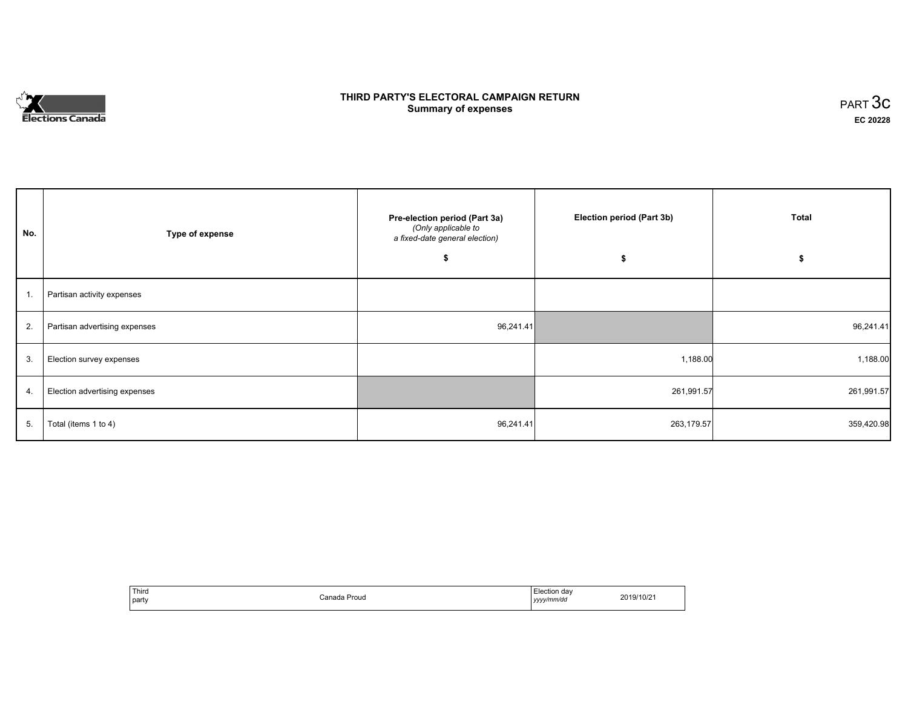Elections Canada

# THIRD PARTY'S ELECTORAL CAMPAIGN RETURN
## Summary of expenses

PART 3c

**EC 20228**

| No. | Type of expense | Pre-election period (Part 3a) *(Only applicable to a fixed-date general election)* $ | Election period (Part 3b) $ | Total $ |
|---|---|---|---|---|
| 1. | Partisan activity expenses | | | |
| 2. | Partisan advertising expenses | 96,241.41 | | 96,241.41 |
| 3. | Election survey expenses | | 1,188.00 | 1,188.00 |
| 4. | Election advertising expenses | | 261,991.57 | 261,991.57 |
| 5. | Total (items 1 to 4) | 96,241.41 | 263,179.57 | 359,420.98 |

| Third party | Canada Proud | Election day *yyyy/mm/dd* | 2019/10/21 |
|---|---|---|---|